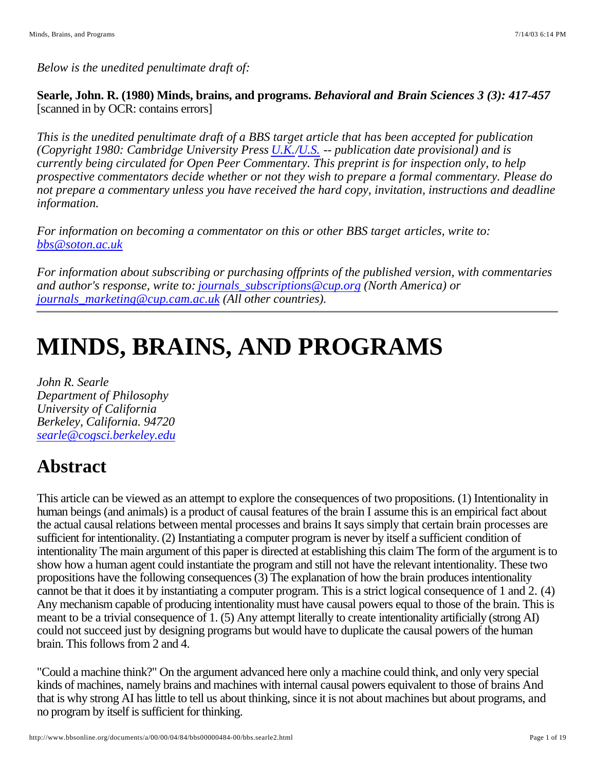*Below is the unedited penultimate draft of:*

**Searle, John. R. (1980) Minds, brains, and programs.** ***Behavioral and Brain Sciences 3 (3): 417-457***
[scanned in by OCR: contains errors]

*This is the unedited penultimate draft of a BBS target article that has been accepted for publication (Copyright 1980: Cambridge University Press U.K./U.S. -- publication date provisional) and is currently being circulated for Open Peer Commentary. This preprint is for inspection only, to help prospective commentators decide whether or not they wish to prepare a formal commentary. Please do not prepare a commentary unless you have received the hard copy, invitation, instructions and deadline information.*

*For information on becoming a commentator on this or other BBS target articles, write to: bbs@soton.ac.uk*

*For information about subscribing or purchasing offprints of the published version, with commentaries and author's response, write to: journals_subscriptions@cup.org (North America) or journals_marketing@cup.cam.ac.uk (All other countries).*

---

# MINDS, BRAINS, AND PROGRAMS

*John R. Searle*
*Department of Philosophy*
*University of California*
*Berkeley, California. 94720*
*searle@cogsci.berkeley.edu*

## Abstract

This article can be viewed as an attempt to explore the consequences of two propositions. (1) Intentionality in human beings (and animals) is a product of causal features of the brain I assume this is an empirical fact about the actual causal relations between mental processes and brains It says simply that certain brain processes are sufficient for intentionality. (2) Instantiating a computer program is never by itself a sufficient condition of intentionality The main argument of this paper is directed at establishing this claim The form of the argument is to show how a human agent could instantiate the program and still not have the relevant intentionality. These two propositions have the following consequences (3) The explanation of how the brain produces intentionality cannot be that it does it by instantiating a computer program. This is a strict logical consequence of 1 and 2. (4) Any mechanism capable of producing intentionality must have causal powers equal to those of the brain. This is meant to be a trivial consequence of 1. (5) Any attempt literally to create intentionality artificially (strong AI) could not succeed just by designing programs but would have to duplicate the causal powers of the human brain. This follows from 2 and 4.

"Could a machine think?" On the argument advanced here only a machine could think, and only very special kinds of machines, namely brains and machines with internal causal powers equivalent to those of brains And that is why strong AI has little to tell us about thinking, since it is not about machines but about programs, and no program by itself is sufficient for thinking.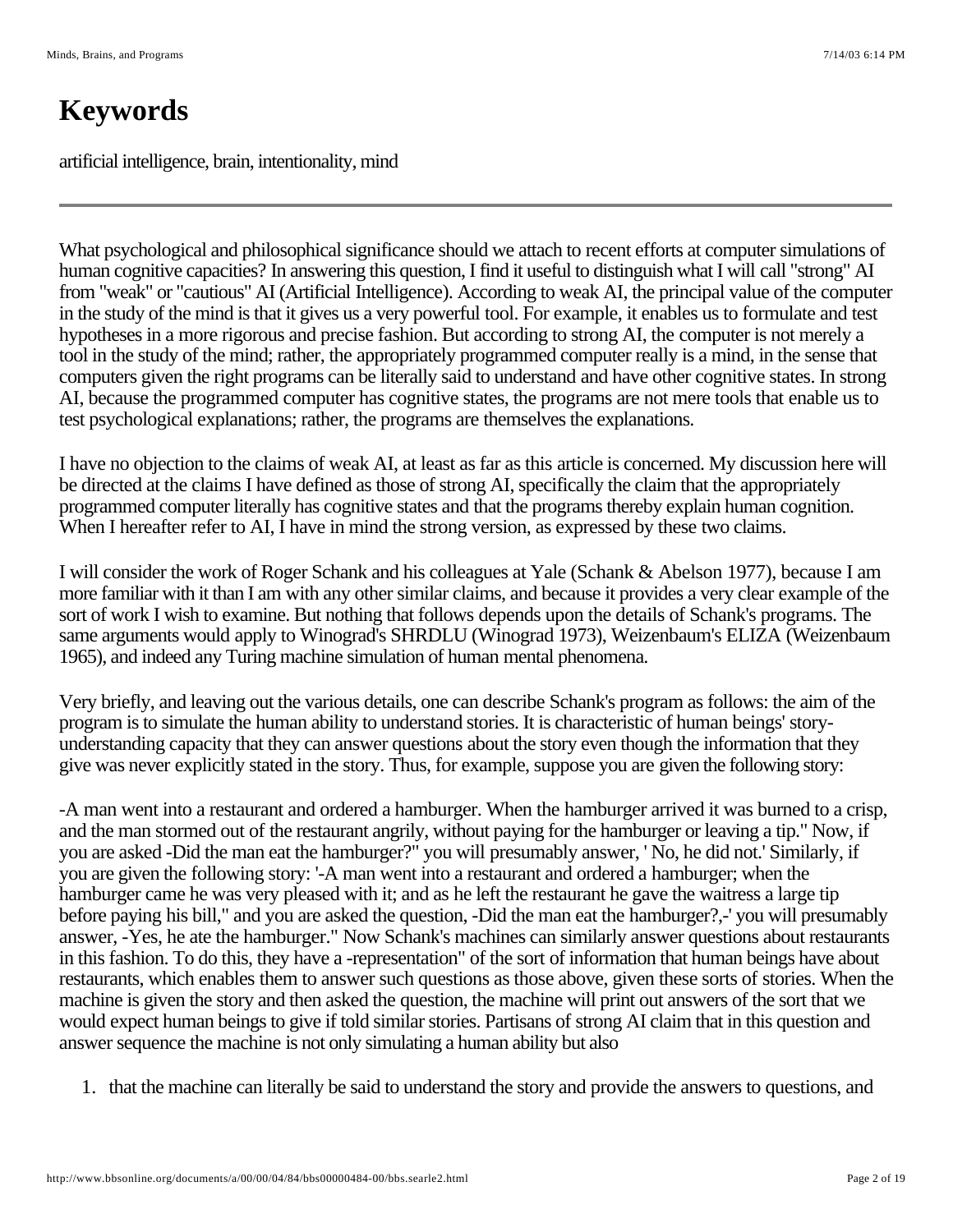# Keywords

artificial intelligence, brain, intentionality, mind

---

What psychological and philosophical significance should we attach to recent efforts at computer simulations of human cognitive capacities? In answering this question, I find it useful to distinguish what I will call "strong" AI from "weak" or "cautious" AI (Artificial Intelligence). According to weak AI, the principal value of the computer in the study of the mind is that it gives us a very powerful tool. For example, it enables us to formulate and test hypotheses in a more rigorous and precise fashion. But according to strong AI, the computer is not merely a tool in the study of the mind; rather, the appropriately programmed computer really is a mind, in the sense that computers given the right programs can be literally said to understand and have other cognitive states. In strong AI, because the programmed computer has cognitive states, the programs are not mere tools that enable us to test psychological explanations; rather, the programs are themselves the explanations.

I have no objection to the claims of weak AI, at least as far as this article is concerned. My discussion here will be directed at the claims I have defined as those of strong AI, specifically the claim that the appropriately programmed computer literally has cognitive states and that the programs thereby explain human cognition. When I hereafter refer to AI, I have in mind the strong version, as expressed by these two claims.

I will consider the work of Roger Schank and his colleagues at Yale (Schank & Abelson 1977), because I am more familiar with it than I am with any other similar claims, and because it provides a very clear example of the sort of work I wish to examine. But nothing that follows depends upon the details of Schank's programs. The same arguments would apply to Winograd's SHRDLU (Winograd 1973), Weizenbaum's ELIZA (Weizenbaum 1965), and indeed any Turing machine simulation of human mental phenomena.

Very briefly, and leaving out the various details, one can describe Schank's program as follows: the aim of the program is to simulate the human ability to understand stories. It is characteristic of human beings' story-understanding capacity that they can answer questions about the story even though the information that they give was never explicitly stated in the story. Thus, for example, suppose you are given the following story:

-A man went into a restaurant and ordered a hamburger. When the hamburger arrived it was burned to a crisp, and the man stormed out of the restaurant angrily, without paying for the hamburger or leaving a tip." Now, if you are asked -Did the man eat the hamburger?" you will presumably answer, ' No, he did not.' Similarly, if you are given the following story: '-A man went into a restaurant and ordered a hamburger; when the hamburger came he was very pleased with it; and as he left the restaurant he gave the waitress a large tip before paying his bill," and you are asked the question, -Did the man eat the hamburger?,-' you will presumably answer, -Yes, he ate the hamburger." Now Schank's machines can similarly answer questions about restaurants in this fashion. To do this, they have a -representation" of the sort of information that human beings have about restaurants, which enables them to answer such questions as those above, given these sorts of stories. When the machine is given the story and then asked the question, the machine will print out answers of the sort that we would expect human beings to give if told similar stories. Partisans of strong AI claim that in this question and answer sequence the machine is not only simulating a human ability but also

1. that the machine can literally be said to understand the story and provide the answers to questions, and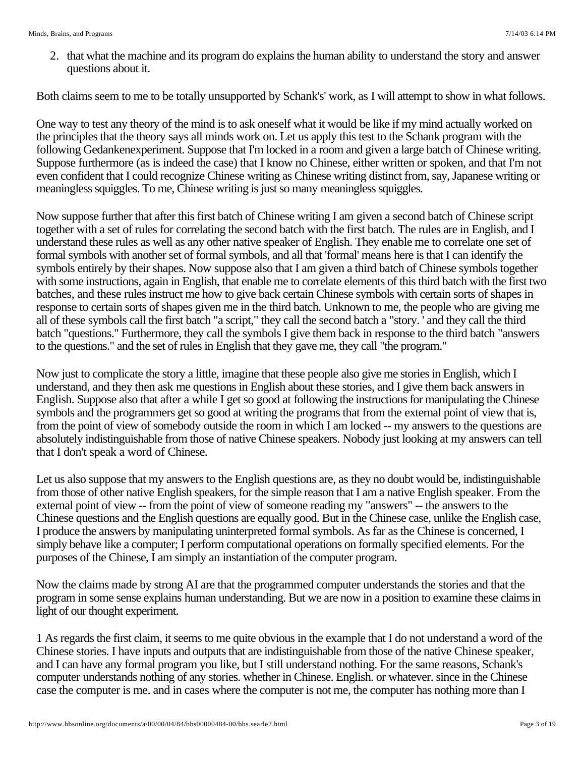2. that what the machine and its program do explains the human ability to understand the story and answer questions about it.

Both claims seem to me to be totally unsupported by Schank's' work, as I will attempt to show in what follows.

One way to test any theory of the mind is to ask oneself what it would be like if my mind actually worked on the principles that the theory says all minds work on. Let us apply this test to the Schank program with the following Gedankenexperiment. Suppose that I'm locked in a room and given a large batch of Chinese writing. Suppose furthermore (as is indeed the case) that I know no Chinese, either written or spoken, and that I'm not even confident that I could recognize Chinese writing as Chinese writing distinct from, say, Japanese writing or meaningless squiggles. To me, Chinese writing is just so many meaningless squiggles.

Now suppose further that after this first batch of Chinese writing I am given a second batch of Chinese script together with a set of rules for correlating the second batch with the first batch. The rules are in English, and I understand these rules as well as any other native speaker of English. They enable me to correlate one set of formal symbols with another set of formal symbols, and all that 'formal' means here is that I can identify the symbols entirely by their shapes. Now suppose also that I am given a third batch of Chinese symbols together with some instructions, again in English, that enable me to correlate elements of this third batch with the first two batches, and these rules instruct me how to give back certain Chinese symbols with certain sorts of shapes in response to certain sorts of shapes given me in the third batch. Unknown to me, the people who are giving me all of these symbols call the first batch "a script," they call the second batch a "story. ' and they call the third batch "questions." Furthermore, they call the symbols I give them back in response to the third batch "answers to the questions." and the set of rules in English that they gave me, they call "the program."

Now just to complicate the story a little, imagine that these people also give me stories in English, which I understand, and they then ask me questions in English about these stories, and I give them back answers in English. Suppose also that after a while I get so good at following the instructions for manipulating the Chinese symbols and the programmers get so good at writing the programs that from the external point of view that is, from the point of view of somebody outside the room in which I am locked -- my answers to the questions are absolutely indistinguishable from those of native Chinese speakers. Nobody just looking at my answers can tell that I don't speak a word of Chinese.

Let us also suppose that my answers to the English questions are, as they no doubt would be, indistinguishable from those of other native English speakers, for the simple reason that I am a native English speaker. From the external point of view -- from the point of view of someone reading my "answers" -- the answers to the Chinese questions and the English questions are equally good. But in the Chinese case, unlike the English case, I produce the answers by manipulating uninterpreted formal symbols. As far as the Chinese is concerned, I simply behave like a computer; I perform computational operations on formally specified elements. For the purposes of the Chinese, I am simply an instantiation of the computer program.

Now the claims made by strong AI are that the programmed computer understands the stories and that the program in some sense explains human understanding. But we are now in a position to examine these claims in light of our thought experiment.

1 As regards the first claim, it seems to me quite obvious in the example that I do not understand a word of the Chinese stories. I have inputs and outputs that are indistinguishable from those of the native Chinese speaker, and I can have any formal program you like, but I still understand nothing. For the same reasons, Schank's computer understands nothing of any stories. whether in Chinese. English. or whatever. since in the Chinese case the computer is me. and in cases where the computer is not me, the computer has nothing more than I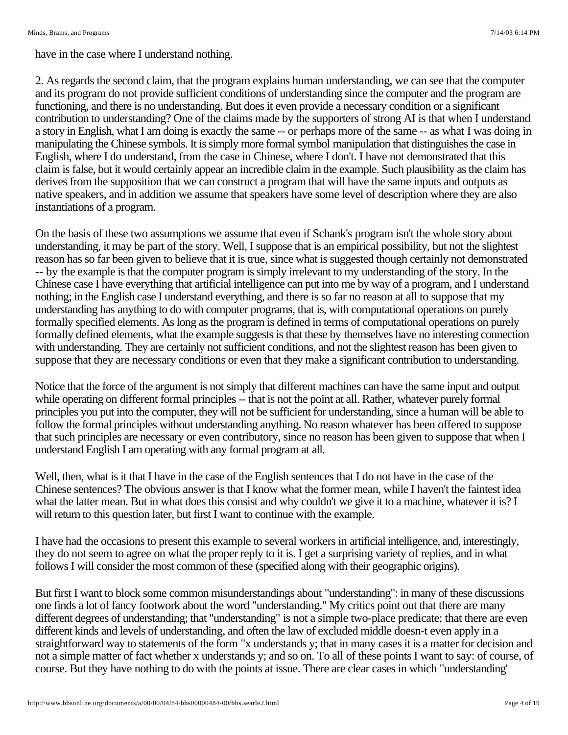have in the case where I understand nothing.

2. As regards the second claim, that the program explains human understanding, we can see that the computer and its program do not provide sufficient conditions of understanding since the computer and the program are functioning, and there is no understanding. But does it even provide a necessary condition or a significant contribution to understanding? One of the claims made by the supporters of strong AI is that when I understand a story in English, what I am doing is exactly the same -- or perhaps more of the same -- as what I was doing in manipulating the Chinese symbols. It is simply more formal symbol manipulation that distinguishes the case in English, where I do understand, from the case in Chinese, where I don't. I have not demonstrated that this claim is false, but it would certainly appear an incredible claim in the example. Such plausibility as the claim has derives from the supposition that we can construct a program that will have the same inputs and outputs as native speakers, and in addition we assume that speakers have some level of description where they are also instantiations of a program.

On the basis of these two assumptions we assume that even if Schank's program isn't the whole story about understanding, it may be part of the story. Well, I suppose that is an empirical possibility, but not the slightest reason has so far been given to believe that it is true, since what is suggested though certainly not demonstrated -- by the example is that the computer program is simply irrelevant to my understanding of the story. In the Chinese case I have everything that artificial intelligence can put into me by way of a program, and I understand nothing; in the English case I understand everything, and there is so far no reason at all to suppose that my understanding has anything to do with computer programs, that is, with computational operations on purely formally specified elements. As long as the program is defined in terms of computational operations on purely formally defined elements, what the example suggests is that these by themselves have no interesting connection with understanding. They are certainly not sufficient conditions, and not the slightest reason has been given to suppose that they are necessary conditions or even that they make a significant contribution to understanding.

Notice that the force of the argument is not simply that different machines can have the same input and output while operating on different formal principles -- that is not the point at all. Rather, whatever purely formal principles you put into the computer, they will not be sufficient for understanding, since a human will be able to follow the formal principles without understanding anything. No reason whatever has been offered to suppose that such principles are necessary or even contributory, since no reason has been given to suppose that when I understand English I am operating with any formal program at all.

Well, then, what is it that I have in the case of the English sentences that I do not have in the case of the Chinese sentences? The obvious answer is that I know what the former mean, while I haven't the faintest idea what the latter mean. But in what does this consist and why couldn't we give it to a machine, whatever it is? I will return to this question later, but first I want to continue with the example.

I have had the occasions to present this example to several workers in artificial intelligence, and, interestingly, they do not seem to agree on what the proper reply to it is. I get a surprising variety of replies, and in what follows I will consider the most common of these (specified along with their geographic origins).

But first I want to block some common misunderstandings about "understanding": in many of these discussions one finds a lot of fancy footwork about the word "understanding." My critics point out that there are many different degrees of understanding; that "understanding" is not a simple two-place predicate; that there are even different kinds and levels of understanding, and often the law of excluded middle doesn-t even apply in a straightforward way to statements of the form "x understands y; that in many cases it is a matter for decision and not a simple matter of fact whether x understands y; and so on. To all of these points I want to say: of course, of course. But they have nothing to do with the points at issue. There are clear cases in which "understanding'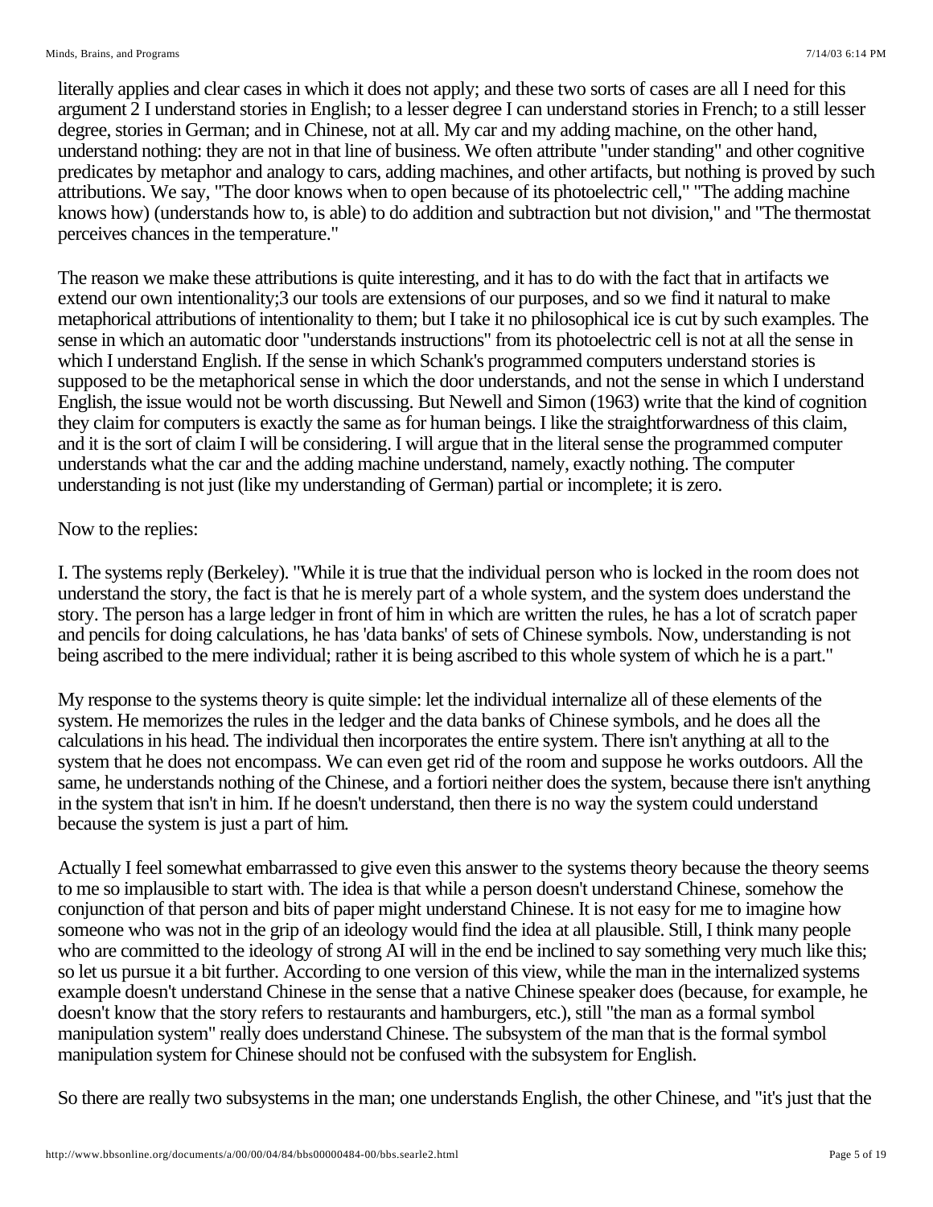literally applies and clear cases in which it does not apply; and these two sorts of cases are all I need for this argument 2 I understand stories in English; to a lesser degree I can understand stories in French; to a still lesser degree, stories in German; and in Chinese, not at all. My car and my adding machine, on the other hand, understand nothing: they are not in that line of business. We often attribute "under standing" and other cognitive predicates by metaphor and analogy to cars, adding machines, and other artifacts, but nothing is proved by such attributions. We say, "The door knows when to open because of its photoelectric cell," "The adding machine knows how) (understands how to, is able) to do addition and subtraction but not division," and "The thermostat perceives chances in the temperature."

The reason we make these attributions is quite interesting, and it has to do with the fact that in artifacts we extend our own intentionality;3 our tools are extensions of our purposes, and so we find it natural to make metaphorical attributions of intentionality to them; but I take it no philosophical ice is cut by such examples. The sense in which an automatic door "understands instructions" from its photoelectric cell is not at all the sense in which I understand English. If the sense in which Schank's programmed computers understand stories is supposed to be the metaphorical sense in which the door understands, and not the sense in which I understand English, the issue would not be worth discussing. But Newell and Simon (1963) write that the kind of cognition they claim for computers is exactly the same as for human beings. I like the straightforwardness of this claim, and it is the sort of claim I will be considering. I will argue that in the literal sense the programmed computer understands what the car and the adding machine understand, namely, exactly nothing. The computer understanding is not just (like my understanding of German) partial or incomplete; it is zero.

Now to the replies:

I. The systems reply (Berkeley). "While it is true that the individual person who is locked in the room does not understand the story, the fact is that he is merely part of a whole system, and the system does understand the story. The person has a large ledger in front of him in which are written the rules, he has a lot of scratch paper and pencils for doing calculations, he has 'data banks' of sets of Chinese symbols. Now, understanding is not being ascribed to the mere individual; rather it is being ascribed to this whole system of which he is a part."

My response to the systems theory is quite simple: let the individual internalize all of these elements of the system. He memorizes the rules in the ledger and the data banks of Chinese symbols, and he does all the calculations in his head. The individual then incorporates the entire system. There isn't anything at all to the system that he does not encompass. We can even get rid of the room and suppose he works outdoors. All the same, he understands nothing of the Chinese, and a fortiori neither does the system, because there isn't anything in the system that isn't in him. If he doesn't understand, then there is no way the system could understand because the system is just a part of him.

Actually I feel somewhat embarrassed to give even this answer to the systems theory because the theory seems to me so implausible to start with. The idea is that while a person doesn't understand Chinese, somehow the conjunction of that person and bits of paper might understand Chinese. It is not easy for me to imagine how someone who was not in the grip of an ideology would find the idea at all plausible. Still, I think many people who are committed to the ideology of strong AI will in the end be inclined to say something very much like this; so let us pursue it a bit further. According to one version of this view, while the man in the internalized systems example doesn't understand Chinese in the sense that a native Chinese speaker does (because, for example, he doesn't know that the story refers to restaurants and hamburgers, etc.), still "the man as a formal symbol manipulation system" really does understand Chinese. The subsystem of the man that is the formal symbol manipulation system for Chinese should not be confused with the subsystem for English.

So there are really two subsystems in the man; one understands English, the other Chinese, and "it's just that the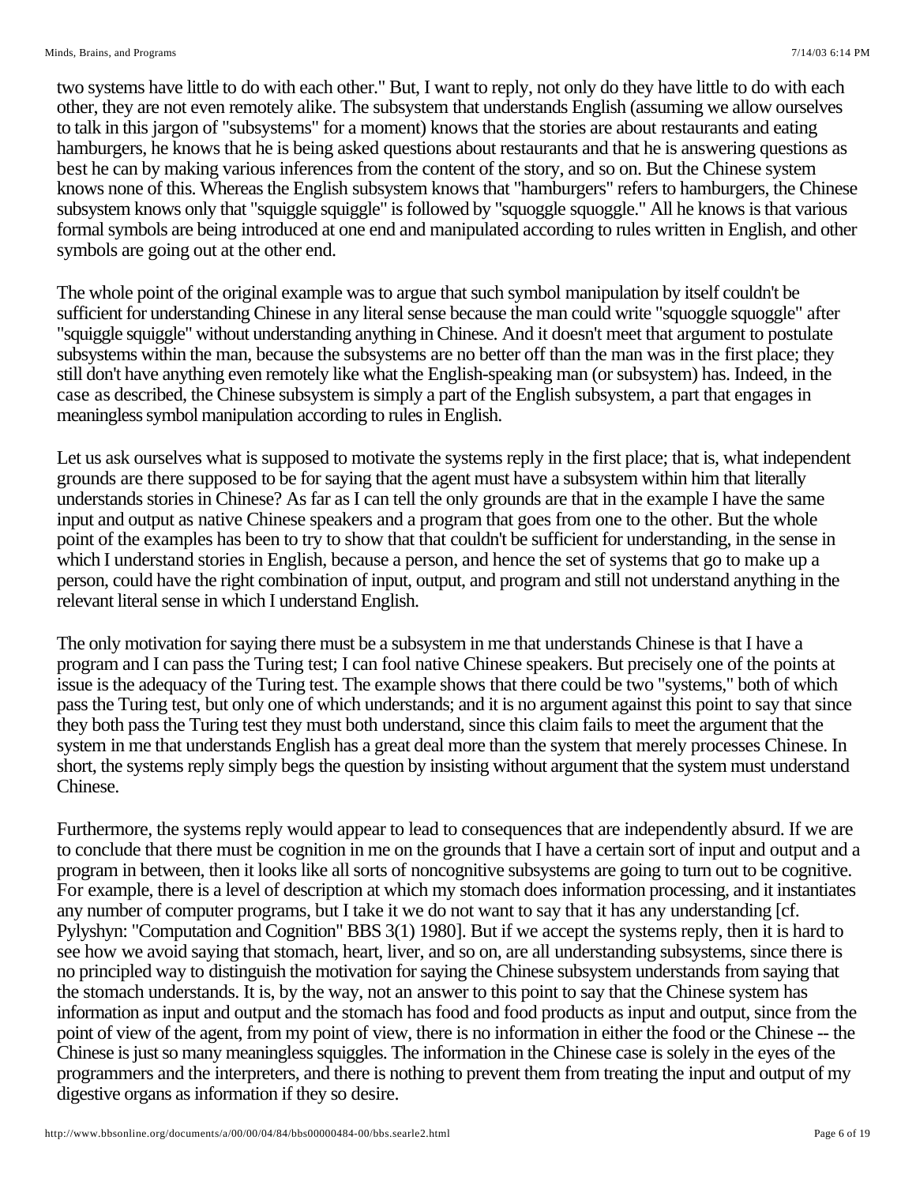two systems have little to do with each other." But, I want to reply, not only do they have little to do with each other, they are not even remotely alike. The subsystem that understands English (assuming we allow ourselves to talk in this jargon of "subsystems" for a moment) knows that the stories are about restaurants and eating hamburgers, he knows that he is being asked questions about restaurants and that he is answering questions as best he can by making various inferences from the content of the story, and so on. But the Chinese system knows none of this. Whereas the English subsystem knows that "hamburgers" refers to hamburgers, the Chinese subsystem knows only that "squiggle squiggle" is followed by "squoggle squoggle." All he knows is that various formal symbols are being introduced at one end and manipulated according to rules written in English, and other symbols are going out at the other end.

The whole point of the original example was to argue that such symbol manipulation by itself couldn't be sufficient for understanding Chinese in any literal sense because the man could write "squoggle squoggle" after "squiggle squiggle" without understanding anything in Chinese. And it doesn't meet that argument to postulate subsystems within the man, because the subsystems are no better off than the man was in the first place; they still don't have anything even remotely like what the English-speaking man (or subsystem) has. Indeed, in the case as described, the Chinese subsystem is simply a part of the English subsystem, a part that engages in meaningless symbol manipulation according to rules in English.

Let us ask ourselves what is supposed to motivate the systems reply in the first place; that is, what independent grounds are there supposed to be for saying that the agent must have a subsystem within him that literally understands stories in Chinese? As far as I can tell the only grounds are that in the example I have the same input and output as native Chinese speakers and a program that goes from one to the other. But the whole point of the examples has been to try to show that that couldn't be sufficient for understanding, in the sense in which I understand stories in English, because a person, and hence the set of systems that go to make up a person, could have the right combination of input, output, and program and still not understand anything in the relevant literal sense in which I understand English.

The only motivation for saying there must be a subsystem in me that understands Chinese is that I have a program and I can pass the Turing test; I can fool native Chinese speakers. But precisely one of the points at issue is the adequacy of the Turing test. The example shows that there could be two "systems," both of which pass the Turing test, but only one of which understands; and it is no argument against this point to say that since they both pass the Turing test they must both understand, since this claim fails to meet the argument that the system in me that understands English has a great deal more than the system that merely processes Chinese. In short, the systems reply simply begs the question by insisting without argument that the system must understand Chinese.

Furthermore, the systems reply would appear to lead to consequences that are independently absurd. If we are to conclude that there must be cognition in me on the grounds that I have a certain sort of input and output and a program in between, then it looks like all sorts of noncognitive subsystems are going to turn out to be cognitive. For example, there is a level of description at which my stomach does information processing, and it instantiates any number of computer programs, but I take it we do not want to say that it has any understanding [cf. Pylyshyn: "Computation and Cognition" BBS 3(1) 1980]. But if we accept the systems reply, then it is hard to see how we avoid saying that stomach, heart, liver, and so on, are all understanding subsystems, since there is no principled way to distinguish the motivation for saying the Chinese subsystem understands from saying that the stomach understands. It is, by the way, not an answer to this point to say that the Chinese system has information as input and output and the stomach has food and food products as input and output, since from the point of view of the agent, from my point of view, there is no information in either the food or the Chinese -- the Chinese is just so many meaningless squiggles. The information in the Chinese case is solely in the eyes of the programmers and the interpreters, and there is nothing to prevent them from treating the input and output of my digestive organs as information if they so desire.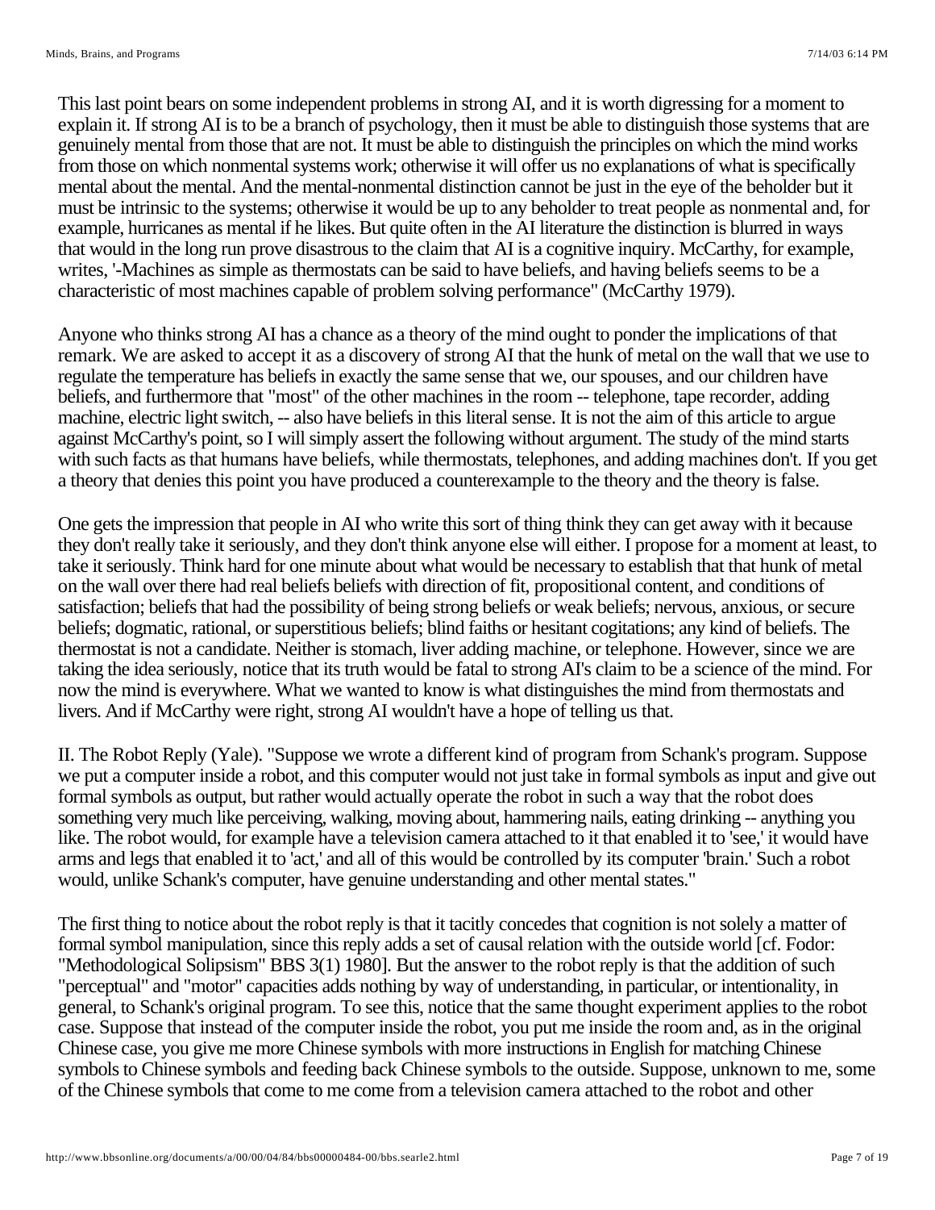This last point bears on some independent problems in strong AI, and it is worth digressing for a moment to explain it. If strong AI is to be a branch of psychology, then it must be able to distinguish those systems that are genuinely mental from those that are not. It must be able to distinguish the principles on which the mind works from those on which nonmental systems work; otherwise it will offer us no explanations of what is specifically mental about the mental. And the mental-nonmental distinction cannot be just in the eye of the beholder but it must be intrinsic to the systems; otherwise it would be up to any beholder to treat people as nonmental and, for example, hurricanes as mental if he likes. But quite often in the AI literature the distinction is blurred in ways that would in the long run prove disastrous to the claim that AI is a cognitive inquiry. McCarthy, for example, writes, '-Machines as simple as thermostats can be said to have beliefs, and having beliefs seems to be a characteristic of most machines capable of problem solving performance" (McCarthy 1979).

Anyone who thinks strong AI has a chance as a theory of the mind ought to ponder the implications of that remark. We are asked to accept it as a discovery of strong AI that the hunk of metal on the wall that we use to regulate the temperature has beliefs in exactly the same sense that we, our spouses, and our children have beliefs, and furthermore that "most" of the other machines in the room -- telephone, tape recorder, adding machine, electric light switch, -- also have beliefs in this literal sense. It is not the aim of this article to argue against McCarthy's point, so I will simply assert the following without argument. The study of the mind starts with such facts as that humans have beliefs, while thermostats, telephones, and adding machines don't. If you get a theory that denies this point you have produced a counterexample to the theory and the theory is false.

One gets the impression that people in AI who write this sort of thing think they can get away with it because they don't really take it seriously, and they don't think anyone else will either. I propose for a moment at least, to take it seriously. Think hard for one minute about what would be necessary to establish that that hunk of metal on the wall over there had real beliefs beliefs with direction of fit, propositional content, and conditions of satisfaction; beliefs that had the possibility of being strong beliefs or weak beliefs; nervous, anxious, or secure beliefs; dogmatic, rational, or superstitious beliefs; blind faiths or hesitant cogitations; any kind of beliefs. The thermostat is not a candidate. Neither is stomach, liver adding machine, or telephone. However, since we are taking the idea seriously, notice that its truth would be fatal to strong AI's claim to be a science of the mind. For now the mind is everywhere. What we wanted to know is what distinguishes the mind from thermostats and livers. And if McCarthy were right, strong AI wouldn't have a hope of telling us that.

II. The Robot Reply (Yale). "Suppose we wrote a different kind of program from Schank's program. Suppose we put a computer inside a robot, and this computer would not just take in formal symbols as input and give out formal symbols as output, but rather would actually operate the robot in such a way that the robot does something very much like perceiving, walking, moving about, hammering nails, eating drinking -- anything you like. The robot would, for example have a television camera attached to it that enabled it to 'see,' it would have arms and legs that enabled it to 'act,' and all of this would be controlled by its computer 'brain.' Such a robot would, unlike Schank's computer, have genuine understanding and other mental states."

The first thing to notice about the robot reply is that it tacitly concedes that cognition is not solely a matter of formal symbol manipulation, since this reply adds a set of causal relation with the outside world [cf. Fodor: "Methodological Solipsism" BBS 3(1) 1980]. But the answer to the robot reply is that the addition of such "perceptual" and "motor" capacities adds nothing by way of understanding, in particular, or intentionality, in general, to Schank's original program. To see this, notice that the same thought experiment applies to the robot case. Suppose that instead of the computer inside the robot, you put me inside the room and, as in the original Chinese case, you give me more Chinese symbols with more instructions in English for matching Chinese symbols to Chinese symbols and feeding back Chinese symbols to the outside. Suppose, unknown to me, some of the Chinese symbols that come to me come from a television camera attached to the robot and other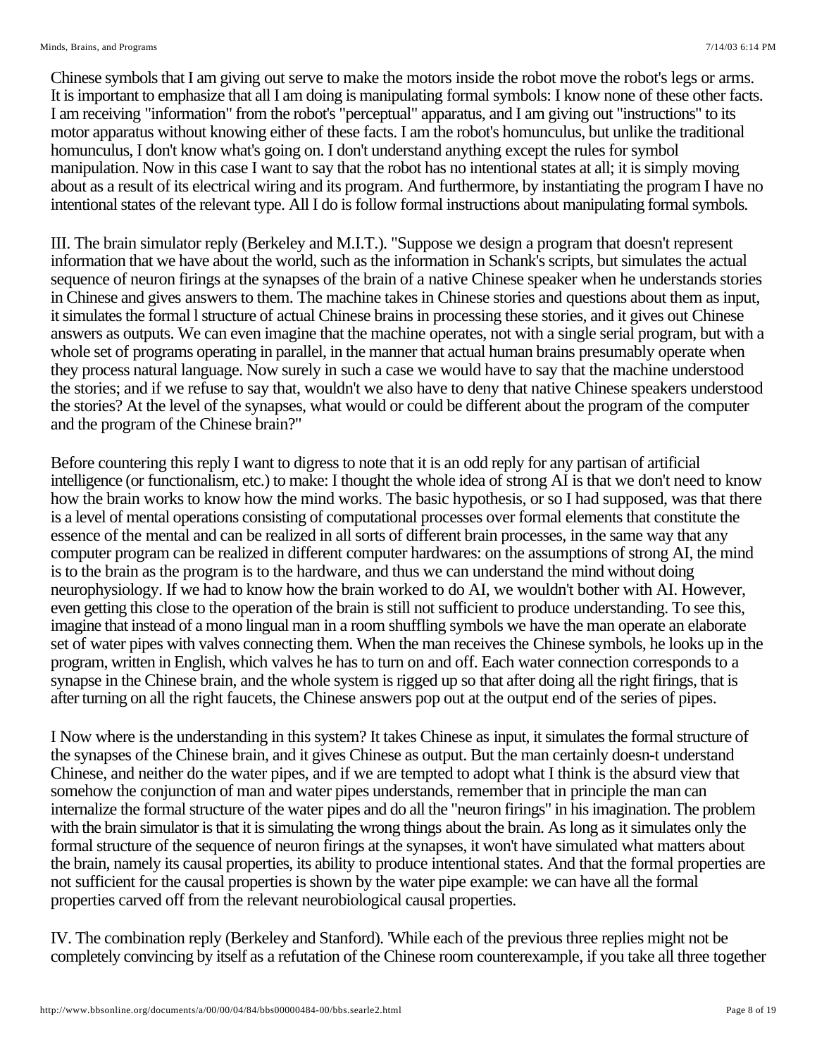Chinese symbols that I am giving out serve to make the motors inside the robot move the robot's legs or arms. It is important to emphasize that all I am doing is manipulating formal symbols: I know none of these other facts. I am receiving "information" from the robot's "perceptual" apparatus, and I am giving out "instructions" to its motor apparatus without knowing either of these facts. I am the robot's homunculus, but unlike the traditional homunculus, I don't know what's going on. I don't understand anything except the rules for symbol manipulation. Now in this case I want to say that the robot has no intentional states at all; it is simply moving about as a result of its electrical wiring and its program. And furthermore, by instantiating the program I have no intentional states of the relevant type. All I do is follow formal instructions about manipulating formal symbols.

III. The brain simulator reply (Berkeley and M.I.T.). "Suppose we design a program that doesn't represent information that we have about the world, such as the information in Schank's scripts, but simulates the actual sequence of neuron firings at the synapses of the brain of a native Chinese speaker when he understands stories in Chinese and gives answers to them. The machine takes in Chinese stories and questions about them as input, it simulates the formal l structure of actual Chinese brains in processing these stories, and it gives out Chinese answers as outputs. We can even imagine that the machine operates, not with a single serial program, but with a whole set of programs operating in parallel, in the manner that actual human brains presumably operate when they process natural language. Now surely in such a case we would have to say that the machine understood the stories; and if we refuse to say that, wouldn't we also have to deny that native Chinese speakers understood the stories? At the level of the synapses, what would or could be different about the program of the computer and the program of the Chinese brain?"

Before countering this reply I want to digress to note that it is an odd reply for any partisan of artificial intelligence (or functionalism, etc.) to make: I thought the whole idea of strong AI is that we don't need to know how the brain works to know how the mind works. The basic hypothesis, or so I had supposed, was that there is a level of mental operations consisting of computational processes over formal elements that constitute the essence of the mental and can be realized in all sorts of different brain processes, in the same way that any computer program can be realized in different computer hardwares: on the assumptions of strong AI, the mind is to the brain as the program is to the hardware, and thus we can understand the mind without doing neurophysiology. If we had to know how the brain worked to do AI, we wouldn't bother with AI. However, even getting this close to the operation of the brain is still not sufficient to produce understanding. To see this, imagine that instead of a mono lingual man in a room shuffling symbols we have the man operate an elaborate set of water pipes with valves connecting them. When the man receives the Chinese symbols, he looks up in the program, written in English, which valves he has to turn on and off. Each water connection corresponds to a synapse in the Chinese brain, and the whole system is rigged up so that after doing all the right firings, that is after turning on all the right faucets, the Chinese answers pop out at the output end of the series of pipes.

I Now where is the understanding in this system? It takes Chinese as input, it simulates the formal structure of the synapses of the Chinese brain, and it gives Chinese as output. But the man certainly doesn-t understand Chinese, and neither do the water pipes, and if we are tempted to adopt what I think is the absurd view that somehow the conjunction of man and water pipes understands, remember that in principle the man can internalize the formal structure of the water pipes and do all the "neuron firings" in his imagination. The problem with the brain simulator is that it is simulating the wrong things about the brain. As long as it simulates only the formal structure of the sequence of neuron firings at the synapses, it won't have simulated what matters about the brain, namely its causal properties, its ability to produce intentional states. And that the formal properties are not sufficient for the causal properties is shown by the water pipe example: we can have all the formal properties carved off from the relevant neurobiological causal properties.

IV. The combination reply (Berkeley and Stanford). 'While each of the previous three replies might not be completely convincing by itself as a refutation of the Chinese room counterexample, if you take all three together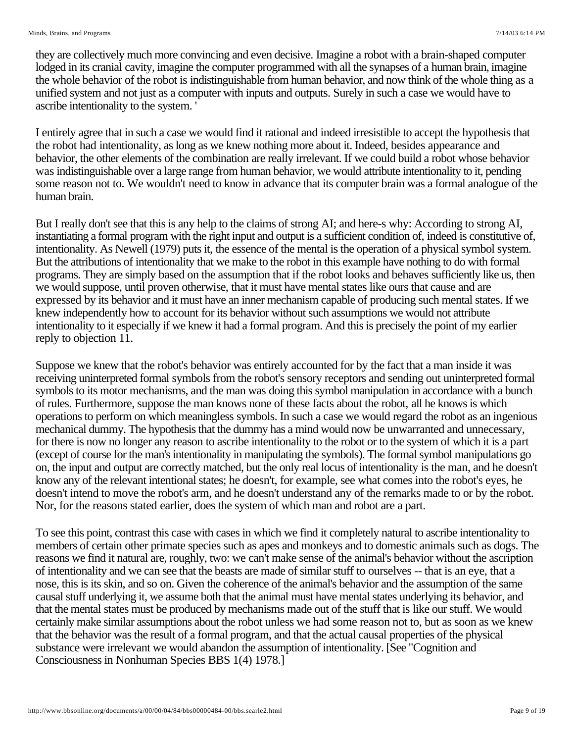they are collectively much more convincing and even decisive. Imagine a robot with a brain-shaped computer lodged in its cranial cavity, imagine the computer programmed with all the synapses of a human brain, imagine the whole behavior of the robot is indistinguishable from human behavior, and now think of the whole thing as a unified system and not just as a computer with inputs and outputs. Surely in such a case we would have to ascribe intentionality to the system. '

I entirely agree that in such a case we would find it rational and indeed irresistible to accept the hypothesis that the robot had intentionality, as long as we knew nothing more about it. Indeed, besides appearance and behavior, the other elements of the combination are really irrelevant. If we could build a robot whose behavior was indistinguishable over a large range from human behavior, we would attribute intentionality to it, pending some reason not to. We wouldn't need to know in advance that its computer brain was a formal analogue of the human brain.

But I really don't see that this is any help to the claims of strong AI; and here-s why: According to strong AI, instantiating a formal program with the right input and output is a sufficient condition of, indeed is constitutive of, intentionality. As Newell (1979) puts it, the essence of the mental is the operation of a physical symbol system. But the attributions of intentionality that we make to the robot in this example have nothing to do with formal programs. They are simply based on the assumption that if the robot looks and behaves sufficiently like us, then we would suppose, until proven otherwise, that it must have mental states like ours that cause and are expressed by its behavior and it must have an inner mechanism capable of producing such mental states. If we knew independently how to account for its behavior without such assumptions we would not attribute intentionality to it especially if we knew it had a formal program. And this is precisely the point of my earlier reply to objection 11.

Suppose we knew that the robot's behavior was entirely accounted for by the fact that a man inside it was receiving uninterpreted formal symbols from the robot's sensory receptors and sending out uninterpreted formal symbols to its motor mechanisms, and the man was doing this symbol manipulation in accordance with a bunch of rules. Furthermore, suppose the man knows none of these facts about the robot, all he knows is which operations to perform on which meaningless symbols. In such a case we would regard the robot as an ingenious mechanical dummy. The hypothesis that the dummy has a mind would now be unwarranted and unnecessary, for there is now no longer any reason to ascribe intentionality to the robot or to the system of which it is a part (except of course for the man's intentionality in manipulating the symbols). The formal symbol manipulations go on, the input and output are correctly matched, but the only real locus of intentionality is the man, and he doesn't know any of the relevant intentional states; he doesn't, for example, see what comes into the robot's eyes, he doesn't intend to move the robot's arm, and he doesn't understand any of the remarks made to or by the robot. Nor, for the reasons stated earlier, does the system of which man and robot are a part.

To see this point, contrast this case with cases in which we find it completely natural to ascribe intentionality to members of certain other primate species such as apes and monkeys and to domestic animals such as dogs. The reasons we find it natural are, roughly, two: we can't make sense of the animal's behavior without the ascription of intentionality and we can see that the beasts are made of similar stuff to ourselves -- that is an eye, that a nose, this is its skin, and so on. Given the coherence of the animal's behavior and the assumption of the same causal stuff underlying it, we assume both that the animal must have mental states underlying its behavior, and that the mental states must be produced by mechanisms made out of the stuff that is like our stuff. We would certainly make similar assumptions about the robot unless we had some reason not to, but as soon as we knew that the behavior was the result of a formal program, and that the actual causal properties of the physical substance were irrelevant we would abandon the assumption of intentionality. [See "Cognition and Consciousness in Nonhuman Species BBS 1(4) 1978.]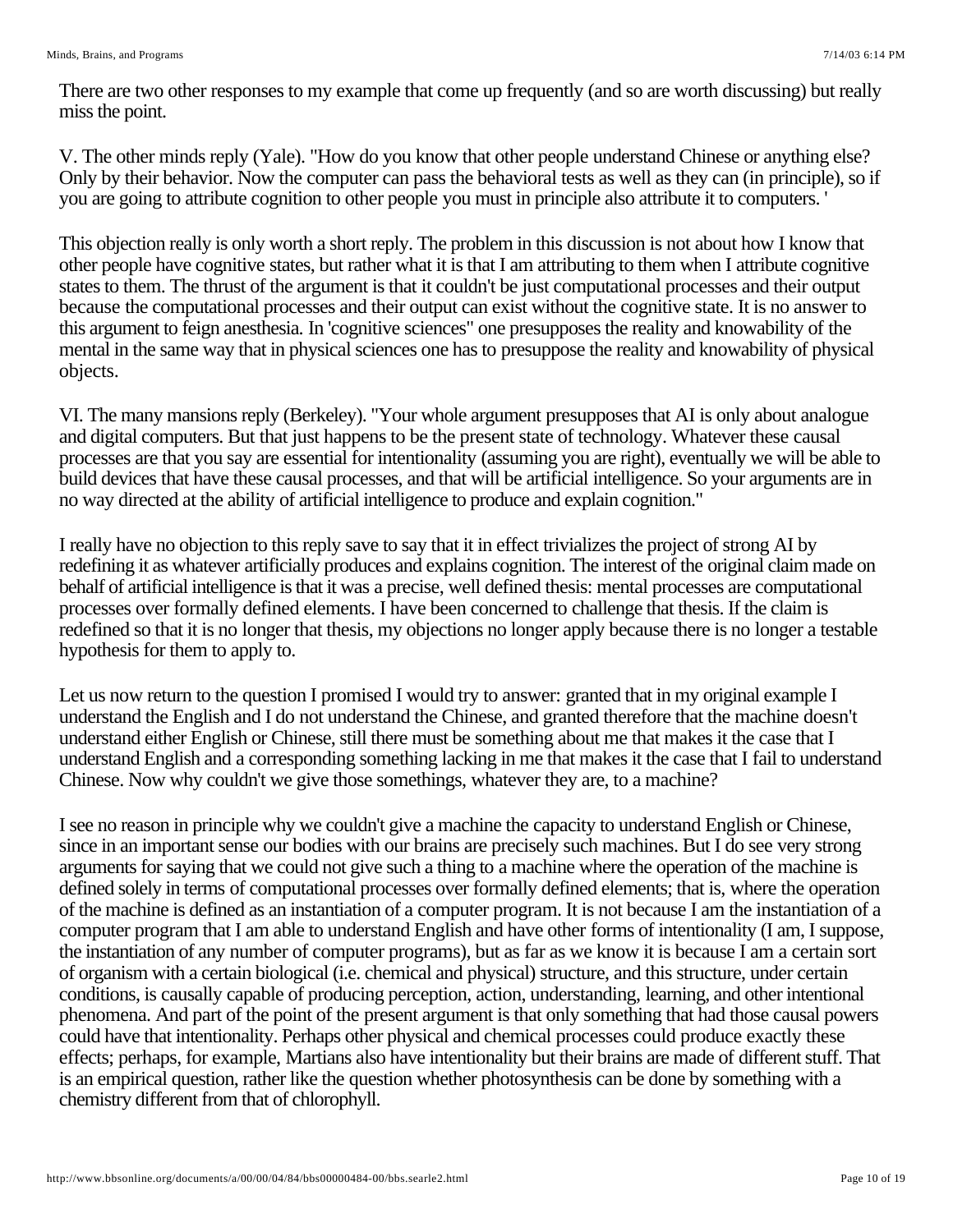There are two other responses to my example that come up frequently (and so are worth discussing) but really miss the point.

V. The other minds reply (Yale). "How do you know that other people understand Chinese or anything else? Only by their behavior. Now the computer can pass the behavioral tests as well as they can (in principle), so if you are going to attribute cognition to other people you must in principle also attribute it to computers. '

This objection really is only worth a short reply. The problem in this discussion is not about how I know that other people have cognitive states, but rather what it is that I am attributing to them when I attribute cognitive states to them. The thrust of the argument is that it couldn't be just computational processes and their output because the computational processes and their output can exist without the cognitive state. It is no answer to this argument to feign anesthesia. In 'cognitive sciences" one presupposes the reality and knowability of the mental in the same way that in physical sciences one has to presuppose the reality and knowability of physical objects.

VI. The many mansions reply (Berkeley). "Your whole argument presupposes that AI is only about analogue and digital computers. But that just happens to be the present state of technology. Whatever these causal processes are that you say are essential for intentionality (assuming you are right), eventually we will be able to build devices that have these causal processes, and that will be artificial intelligence. So your arguments are in no way directed at the ability of artificial intelligence to produce and explain cognition."

I really have no objection to this reply save to say that it in effect trivializes the project of strong AI by redefining it as whatever artificially produces and explains cognition. The interest of the original claim made on behalf of artificial intelligence is that it was a precise, well defined thesis: mental processes are computational processes over formally defined elements. I have been concerned to challenge that thesis. If the claim is redefined so that it is no longer that thesis, my objections no longer apply because there is no longer a testable hypothesis for them to apply to.

Let us now return to the question I promised I would try to answer: granted that in my original example I understand the English and I do not understand the Chinese, and granted therefore that the machine doesn't understand either English or Chinese, still there must be something about me that makes it the case that I understand English and a corresponding something lacking in me that makes it the case that I fail to understand Chinese. Now why couldn't we give those somethings, whatever they are, to a machine?

I see no reason in principle why we couldn't give a machine the capacity to understand English or Chinese, since in an important sense our bodies with our brains are precisely such machines. But I do see very strong arguments for saying that we could not give such a thing to a machine where the operation of the machine is defined solely in terms of computational processes over formally defined elements; that is, where the operation of the machine is defined as an instantiation of a computer program. It is not because I am the instantiation of a computer program that I am able to understand English and have other forms of intentionality (I am, I suppose, the instantiation of any number of computer programs), but as far as we know it is because I am a certain sort of organism with a certain biological (i.e. chemical and physical) structure, and this structure, under certain conditions, is causally capable of producing perception, action, understanding, learning, and other intentional phenomena. And part of the point of the present argument is that only something that had those causal powers could have that intentionality. Perhaps other physical and chemical processes could produce exactly these effects; perhaps, for example, Martians also have intentionality but their brains are made of different stuff. That is an empirical question, rather like the question whether photosynthesis can be done by something with a chemistry different from that of chlorophyll.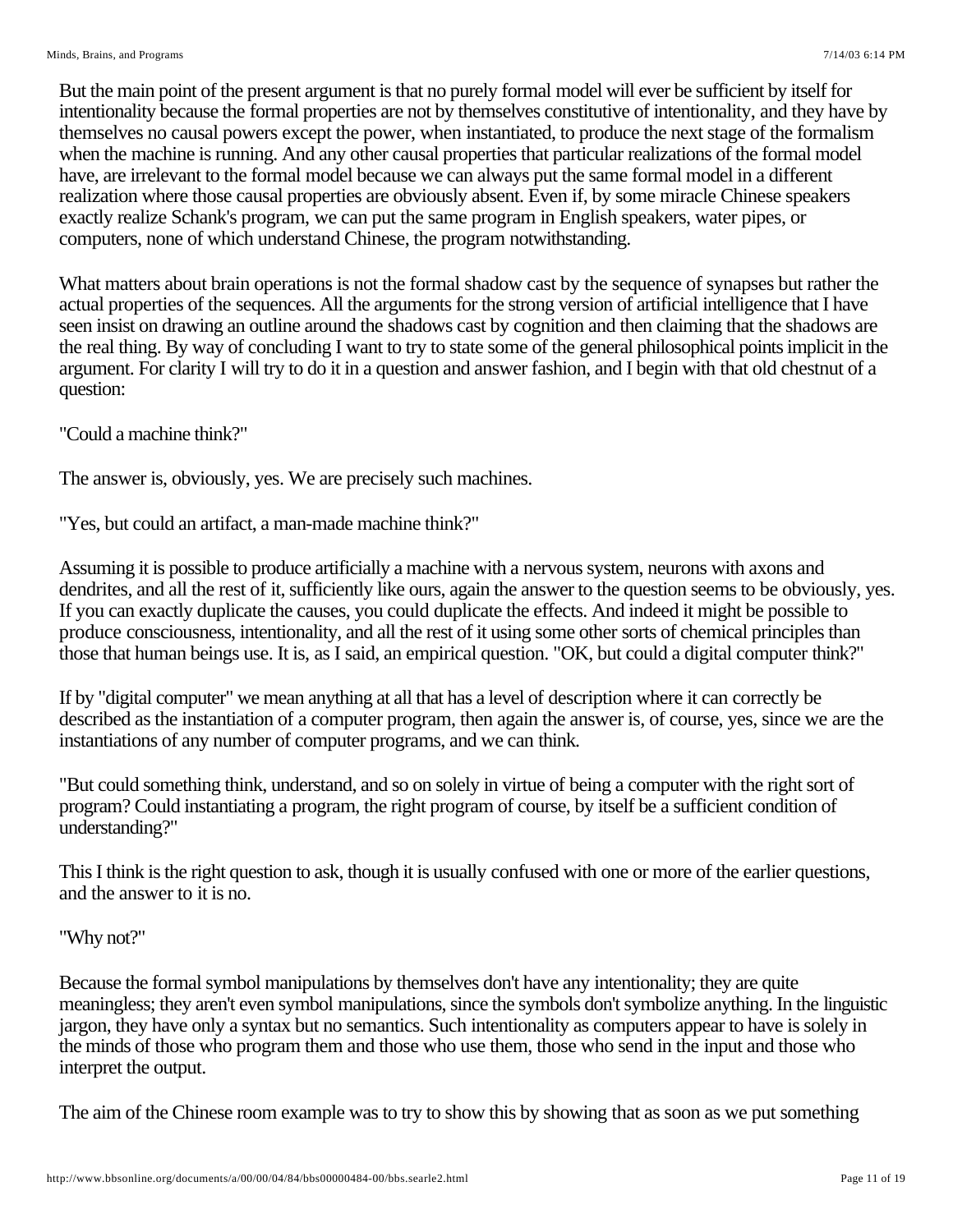But the main point of the present argument is that no purely formal model will ever be sufficient by itself for intentionality because the formal properties are not by themselves constitutive of intentionality, and they have by themselves no causal powers except the power, when instantiated, to produce the next stage of the formalism when the machine is running. And any other causal properties that particular realizations of the formal model have, are irrelevant to the formal model because we can always put the same formal model in a different realization where those causal properties are obviously absent. Even if, by some miracle Chinese speakers exactly realize Schank's program, we can put the same program in English speakers, water pipes, or computers, none of which understand Chinese, the program notwithstanding.

What matters about brain operations is not the formal shadow cast by the sequence of synapses but rather the actual properties of the sequences. All the arguments for the strong version of artificial intelligence that I have seen insist on drawing an outline around the shadows cast by cognition and then claiming that the shadows are the real thing. By way of concluding I want to try to state some of the general philosophical points implicit in the argument. For clarity I will try to do it in a question and answer fashion, and I begin with that old chestnut of a question:

"Could a machine think?"

The answer is, obviously, yes. We are precisely such machines.

"Yes, but could an artifact, a man-made machine think?"

Assuming it is possible to produce artificially a machine with a nervous system, neurons with axons and dendrites, and all the rest of it, sufficiently like ours, again the answer to the question seems to be obviously, yes. If you can exactly duplicate the causes, you could duplicate the effects. And indeed it might be possible to produce consciousness, intentionality, and all the rest of it using some other sorts of chemical principles than those that human beings use. It is, as I said, an empirical question. "OK, but could a digital computer think?"

If by "digital computer" we mean anything at all that has a level of description where it can correctly be described as the instantiation of a computer program, then again the answer is, of course, yes, since we are the instantiations of any number of computer programs, and we can think.

"But could something think, understand, and so on solely in virtue of being a computer with the right sort of program? Could instantiating a program, the right program of course, by itself be a sufficient condition of understanding?"

This I think is the right question to ask, though it is usually confused with one or more of the earlier questions, and the answer to it is no.

"Why not?"

Because the formal symbol manipulations by themselves don't have any intentionality; they are quite meaningless; they aren't even symbol manipulations, since the symbols don't symbolize anything. In the linguistic jargon, they have only a syntax but no semantics. Such intentionality as computers appear to have is solely in the minds of those who program them and those who use them, those who send in the input and those who interpret the output.

The aim of the Chinese room example was to try to show this by showing that as soon as we put something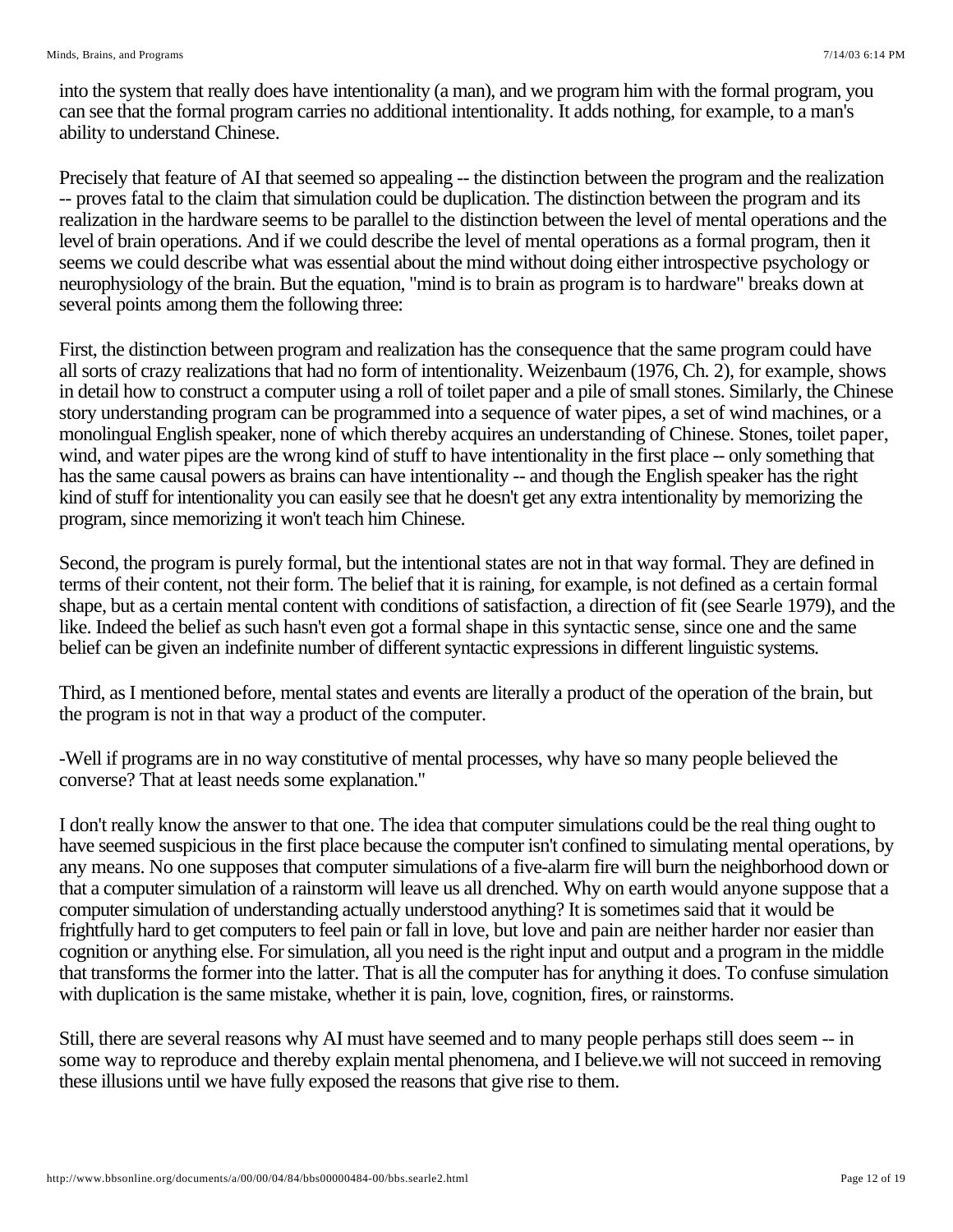into the system that really does have intentionality (a man), and we program him with the formal program, you can see that the formal program carries no additional intentionality. It adds nothing, for example, to a man's ability to understand Chinese.

Precisely that feature of AI that seemed so appealing -- the distinction between the program and the realization -- proves fatal to the claim that simulation could be duplication. The distinction between the program and its realization in the hardware seems to be parallel to the distinction between the level of mental operations and the level of brain operations. And if we could describe the level of mental operations as a formal program, then it seems we could describe what was essential about the mind without doing either introspective psychology or neurophysiology of the brain. But the equation, "mind is to brain as program is to hardware" breaks down at several points among them the following three:

First, the distinction between program and realization has the consequence that the same program could have all sorts of crazy realizations that had no form of intentionality. Weizenbaum (1976, Ch. 2), for example, shows in detail how to construct a computer using a roll of toilet paper and a pile of small stones. Similarly, the Chinese story understanding program can be programmed into a sequence of water pipes, a set of wind machines, or a monolingual English speaker, none of which thereby acquires an understanding of Chinese. Stones, toilet paper, wind, and water pipes are the wrong kind of stuff to have intentionality in the first place -- only something that has the same causal powers as brains can have intentionality -- and though the English speaker has the right kind of stuff for intentionality you can easily see that he doesn't get any extra intentionality by memorizing the program, since memorizing it won't teach him Chinese.

Second, the program is purely formal, but the intentional states are not in that way formal. They are defined in terms of their content, not their form. The belief that it is raining, for example, is not defined as a certain formal shape, but as a certain mental content with conditions of satisfaction, a direction of fit (see Searle 1979), and the like. Indeed the belief as such hasn't even got a formal shape in this syntactic sense, since one and the same belief can be given an indefinite number of different syntactic expressions in different linguistic systems.

Third, as I mentioned before, mental states and events are literally a product of the operation of the brain, but the program is not in that way a product of the computer.

-Well if programs are in no way constitutive of mental processes, why have so many people believed the converse? That at least needs some explanation."

I don't really know the answer to that one. The idea that computer simulations could be the real thing ought to have seemed suspicious in the first place because the computer isn't confined to simulating mental operations, by any means. No one supposes that computer simulations of a five-alarm fire will burn the neighborhood down or that a computer simulation of a rainstorm will leave us all drenched. Why on earth would anyone suppose that a computer simulation of understanding actually understood anything? It is sometimes said that it would be frightfully hard to get computers to feel pain or fall in love, but love and pain are neither harder nor easier than cognition or anything else. For simulation, all you need is the right input and output and a program in the middle that transforms the former into the latter. That is all the computer has for anything it does. To confuse simulation with duplication is the same mistake, whether it is pain, love, cognition, fires, or rainstorms.

Still, there are several reasons why AI must have seemed and to many people perhaps still does seem -- in some way to reproduce and thereby explain mental phenomena, and I believe.we will not succeed in removing these illusions until we have fully exposed the reasons that give rise to them.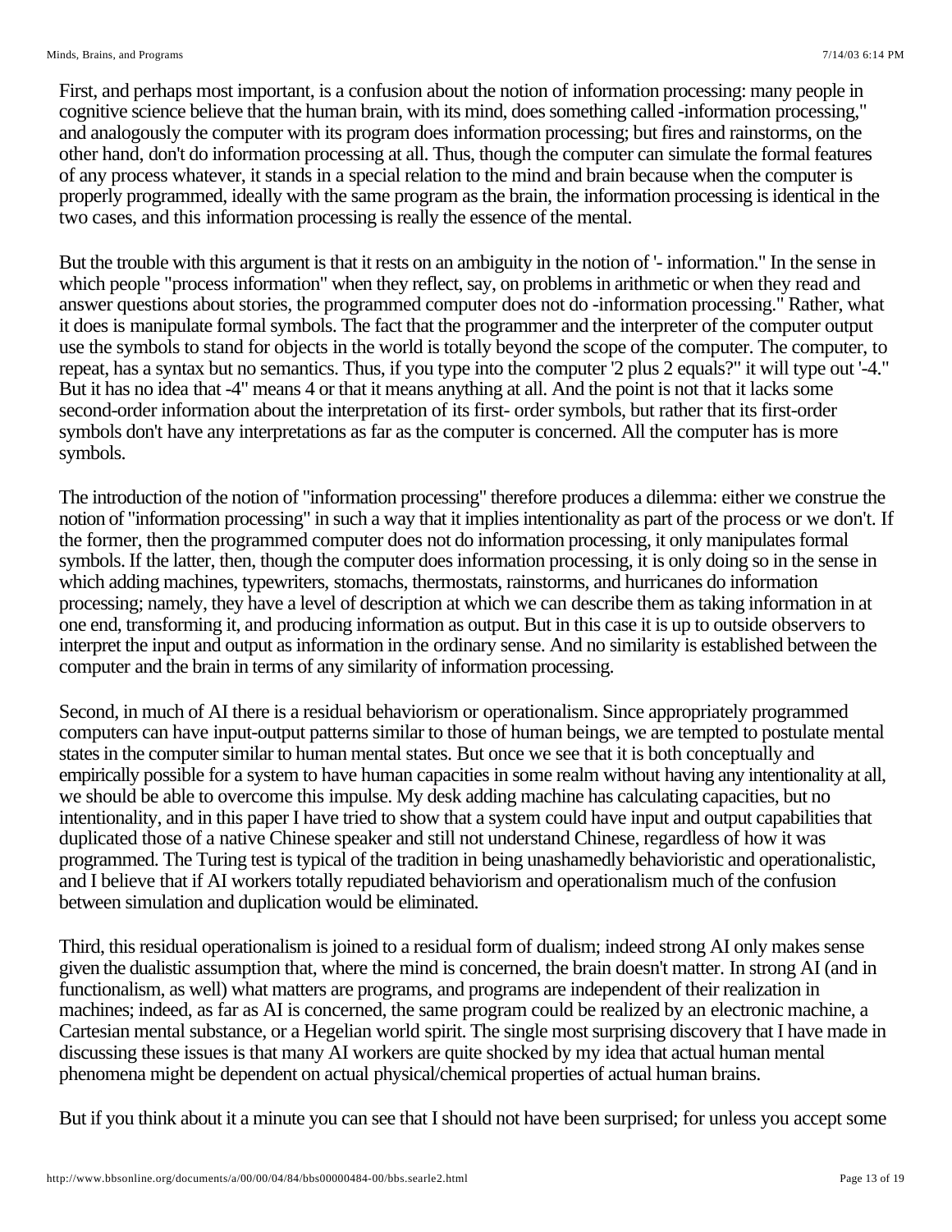First, and perhaps most important, is a confusion about the notion of information processing: many people in cognitive science believe that the human brain, with its mind, does something called -information processing," and analogously the computer with its program does information processing; but fires and rainstorms, on the other hand, don't do information processing at all. Thus, though the computer can simulate the formal features of any process whatever, it stands in a special relation to the mind and brain because when the computer is properly programmed, ideally with the same program as the brain, the information processing is identical in the two cases, and this information processing is really the essence of the mental.

But the trouble with this argument is that it rests on an ambiguity in the notion of '- information." In the sense in which people "process information" when they reflect, say, on problems in arithmetic or when they read and answer questions about stories, the programmed computer does not do -information processing." Rather, what it does is manipulate formal symbols. The fact that the programmer and the interpreter of the computer output use the symbols to stand for objects in the world is totally beyond the scope of the computer. The computer, to repeat, has a syntax but no semantics. Thus, if you type into the computer '2 plus 2 equals?" it will type out '-4." But it has no idea that -4" means 4 or that it means anything at all. And the point is not that it lacks some second-order information about the interpretation of its first- order symbols, but rather that its first-order symbols don't have any interpretations as far as the computer is concerned. All the computer has is more symbols.

The introduction of the notion of "information processing" therefore produces a dilemma: either we construe the notion of "information processing" in such a way that it implies intentionality as part of the process or we don't. If the former, then the programmed computer does not do information processing, it only manipulates formal symbols. If the latter, then, though the computer does information processing, it is only doing so in the sense in which adding machines, typewriters, stomachs, thermostats, rainstorms, and hurricanes do information processing; namely, they have a level of description at which we can describe them as taking information in at one end, transforming it, and producing information as output. But in this case it is up to outside observers to interpret the input and output as information in the ordinary sense. And no similarity is established between the computer and the brain in terms of any similarity of information processing.

Second, in much of AI there is a residual behaviorism or operationalism. Since appropriately programmed computers can have input-output patterns similar to those of human beings, we are tempted to postulate mental states in the computer similar to human mental states. But once we see that it is both conceptually and empirically possible for a system to have human capacities in some realm without having any intentionality at all, we should be able to overcome this impulse. My desk adding machine has calculating capacities, but no intentionality, and in this paper I have tried to show that a system could have input and output capabilities that duplicated those of a native Chinese speaker and still not understand Chinese, regardless of how it was programmed. The Turing test is typical of the tradition in being unashamedly behavioristic and operationalistic, and I believe that if AI workers totally repudiated behaviorism and operationalism much of the confusion between simulation and duplication would be eliminated.

Third, this residual operationalism is joined to a residual form of dualism; indeed strong AI only makes sense given the dualistic assumption that, where the mind is concerned, the brain doesn't matter. In strong AI (and in functionalism, as well) what matters are programs, and programs are independent of their realization in machines; indeed, as far as AI is concerned, the same program could be realized by an electronic machine, a Cartesian mental substance, or a Hegelian world spirit. The single most surprising discovery that I have made in discussing these issues is that many AI workers are quite shocked by my idea that actual human mental phenomena might be dependent on actual physical/chemical properties of actual human brains.

But if you think about it a minute you can see that I should not have been surprised; for unless you accept some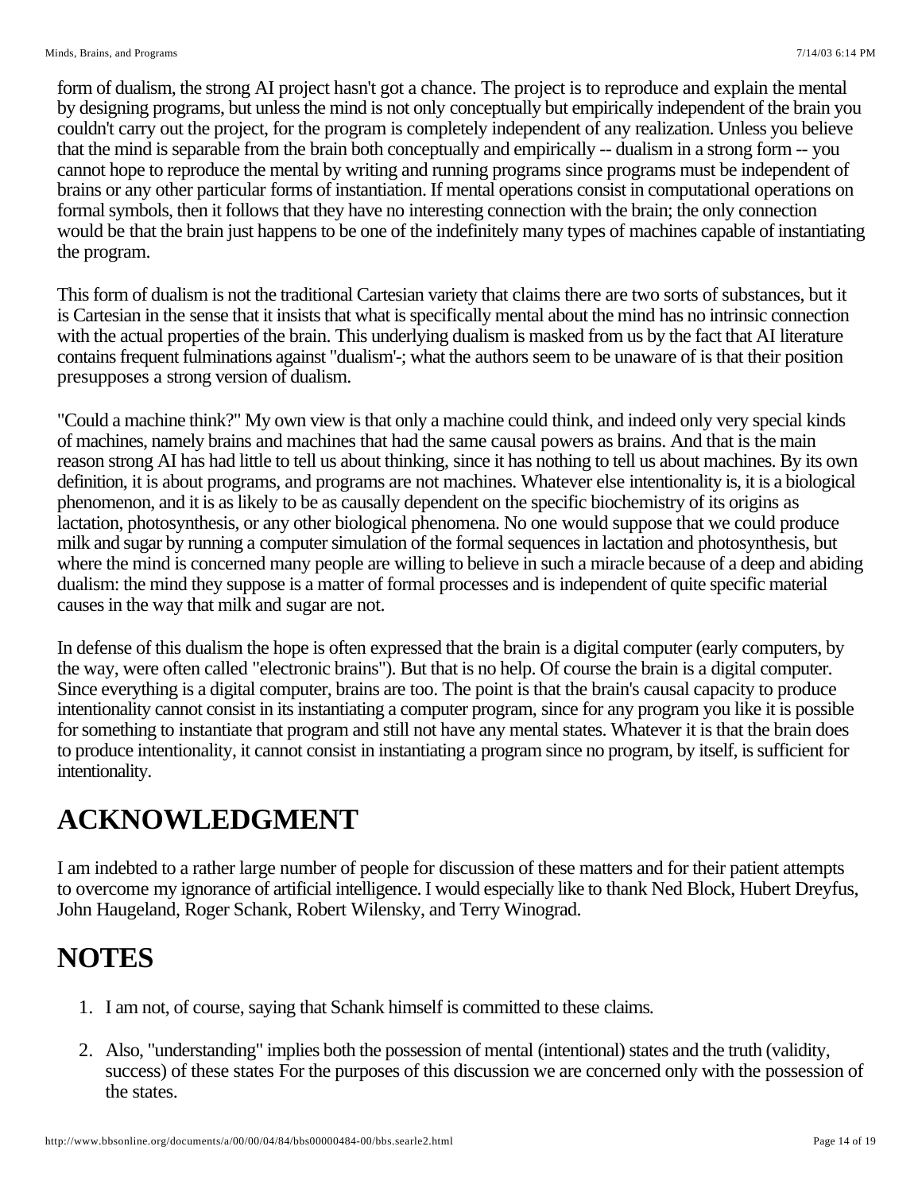form of dualism, the strong AI project hasn't got a chance. The project is to reproduce and explain the mental by designing programs, but unless the mind is not only conceptually but empirically independent of the brain you couldn't carry out the project, for the program is completely independent of any realization. Unless you believe that the mind is separable from the brain both conceptually and empirically -- dualism in a strong form -- you cannot hope to reproduce the mental by writing and running programs since programs must be independent of brains or any other particular forms of instantiation. If mental operations consist in computational operations on formal symbols, then it follows that they have no interesting connection with the brain; the only connection would be that the brain just happens to be one of the indefinitely many types of machines capable of instantiating the program.

This form of dualism is not the traditional Cartesian variety that claims there are two sorts of substances, but it is Cartesian in the sense that it insists that what is specifically mental about the mind has no intrinsic connection with the actual properties of the brain. This underlying dualism is masked from us by the fact that AI literature contains frequent fulminations against "dualism'-; what the authors seem to be unaware of is that their position presupposes a strong version of dualism.

"Could a machine think?" My own view is that only a machine could think, and indeed only very special kinds of machines, namely brains and machines that had the same causal powers as brains. And that is the main reason strong AI has had little to tell us about thinking, since it has nothing to tell us about machines. By its own definition, it is about programs, and programs are not machines. Whatever else intentionality is, it is a biological phenomenon, and it is as likely to be as causally dependent on the specific biochemistry of its origins as lactation, photosynthesis, or any other biological phenomena. No one would suppose that we could produce milk and sugar by running a computer simulation of the formal sequences in lactation and photosynthesis, but where the mind is concerned many people are willing to believe in such a miracle because of a deep and abiding dualism: the mind they suppose is a matter of formal processes and is independent of quite specific material causes in the way that milk and sugar are not.

In defense of this dualism the hope is often expressed that the brain is a digital computer (early computers, by the way, were often called "electronic brains"). But that is no help. Of course the brain is a digital computer. Since everything is a digital computer, brains are too. The point is that the brain's causal capacity to produce intentionality cannot consist in its instantiating a computer program, since for any program you like it is possible for something to instantiate that program and still not have any mental states. Whatever it is that the brain does to produce intentionality, it cannot consist in instantiating a program since no program, by itself, is sufficient for intentionality.

# ACKNOWLEDGMENT

I am indebted to a rather large number of people for discussion of these matters and for their patient attempts to overcome my ignorance of artificial intelligence. I would especially like to thank Ned Block, Hubert Dreyfus, John Haugeland, Roger Schank, Robert Wilensky, and Terry Winograd.

# NOTES

1. I am not, of course, saying that Schank himself is committed to these claims.

2. Also, "understanding" implies both the possession of mental (intentional) states and the truth (validity, success) of these states For the purposes of this discussion we are concerned only with the possession of the states.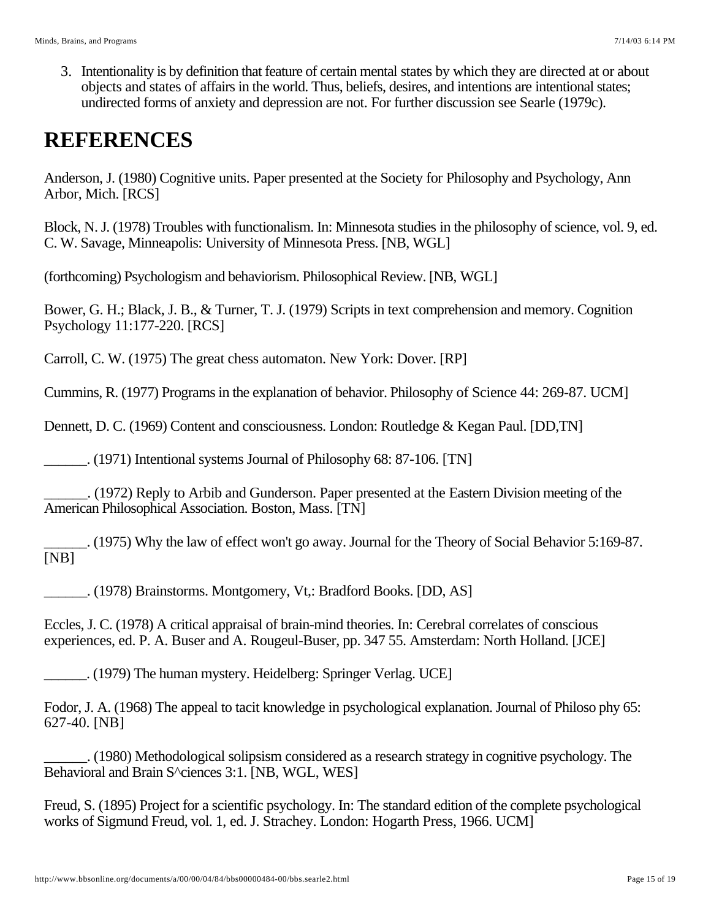3. Intentionality is by definition that feature of certain mental states by which they are directed at or about objects and states of affairs in the world. Thus, beliefs, desires, and intentions are intentional states; undirected forms of anxiety and depression are not. For further discussion see Searle (1979c).

# REFERENCES

Anderson, J. (1980) Cognitive units. Paper presented at the Society for Philosophy and Psychology, Ann Arbor, Mich. [RCS]

Block, N. J. (1978) Troubles with functionalism. In: Minnesota studies in the philosophy of science, vol. 9, ed. C. W. Savage, Minneapolis: University of Minnesota Press. [NB, WGL]

(forthcoming) Psychologism and behaviorism. Philosophical Review. [NB, WGL]

Bower, G. H.; Black, J. B., & Turner, T. J. (1979) Scripts in text comprehension and memory. Cognition Psychology 11:177-220. [RCS]

Carroll, C. W. (1975) The great chess automaton. New York: Dover. [RP]

Cummins, R. (1977) Programs in the explanation of behavior. Philosophy of Science 44: 269-87. UCM]

Dennett, D. C. (1969) Content and consciousness. London: Routledge & Kegan Paul. [DD,TN]

______. (1971) Intentional systems Journal of Philosophy 68: 87-106. [TN]

______. (1972) Reply to Arbib and Gunderson. Paper presented at the Eastern Division meeting of the American Philosophical Association. Boston, Mass. [TN]

______. (1975) Why the law of effect won't go away. Journal for the Theory of Social Behavior 5:169-87. [NB]

______. (1978) Brainstorms. Montgomery, Vt,: Bradford Books. [DD, AS]

Eccles, J. C. (1978) A critical appraisal of brain-mind theories. In: Cerebral correlates of conscious experiences, ed. P. A. Buser and A. Rougeul-Buser, pp. 347 55. Amsterdam: North Holland. [JCE]

______. (1979) The human mystery. Heidelberg: Springer Verlag. UCE]

Fodor, J. A. (1968) The appeal to tacit knowledge in psychological explanation. Journal of Philoso phy 65: 627-40. [NB]

______. (1980) Methodological solipsism considered as a research strategy in cognitive psychology. The Behavioral and Brain S^ciences 3:1. [NB, WGL, WES]

Freud, S. (1895) Project for a scientific psychology. In: The standard edition of the complete psychological works of Sigmund Freud, vol. 1, ed. J. Strachey. London: Hogarth Press, 1966. UCM]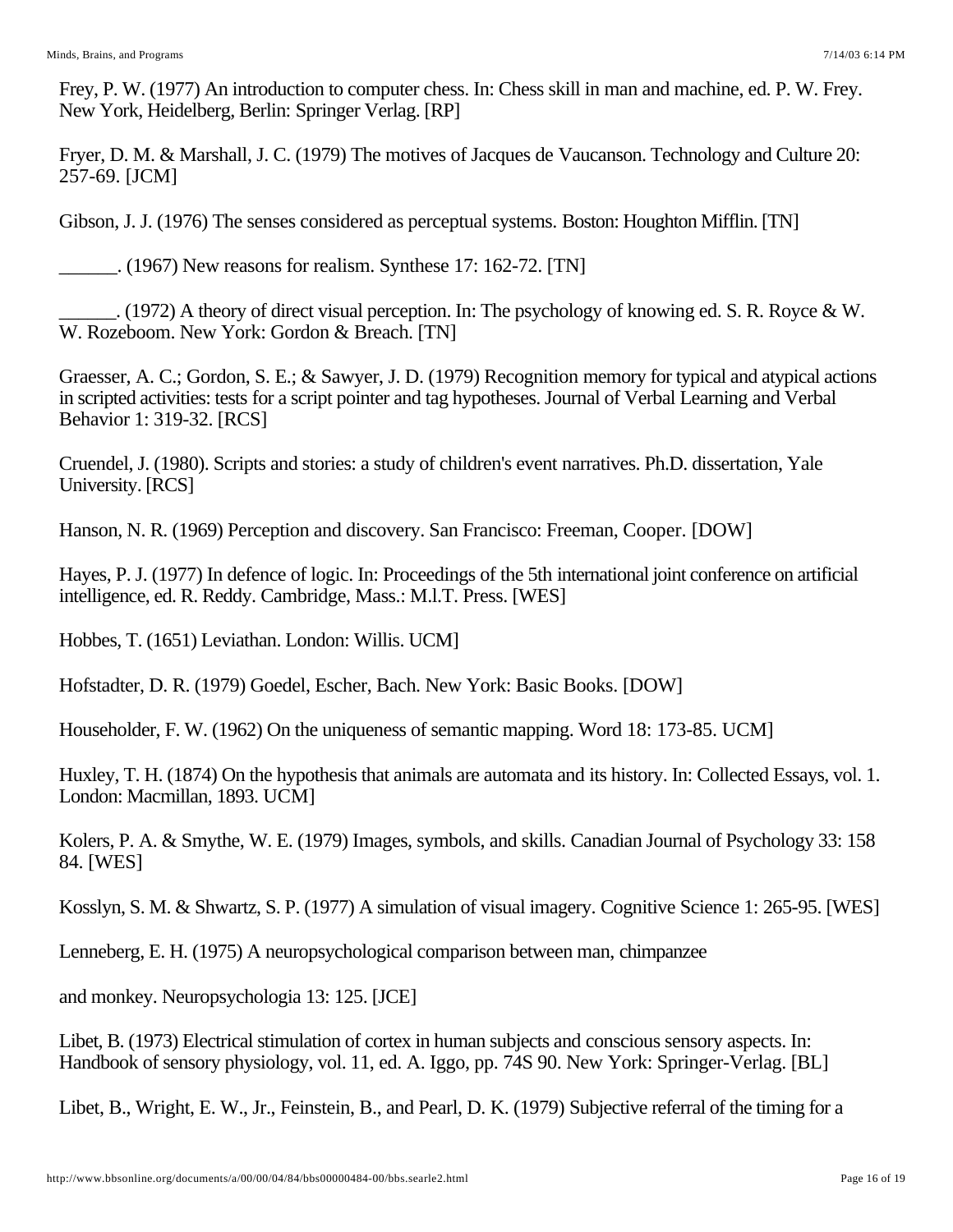Frey, P. W. (1977) An introduction to computer chess. In: Chess skill in man and machine, ed. P. W. Frey. New York, Heidelberg, Berlin: Springer Verlag. [RP]

Fryer, D. M. & Marshall, J. C. (1979) The motives of Jacques de Vaucanson. Technology and Culture 20: 257-69. [JCM]

Gibson, J. J. (1976) The senses considered as perceptual systems. Boston: Houghton Mifflin. [TN]

______. (1967) New reasons for realism. Synthese 17: 162-72. [TN]

______. (1972) A theory of direct visual perception. In: The psychology of knowing ed. S. R. Royce & W. W. Rozeboom. New York: Gordon & Breach. [TN]

Graesser, A. C.; Gordon, S. E.; & Sawyer, J. D. (1979) Recognition memory for typical and atypical actions in scripted activities: tests for a script pointer and tag hypotheses. Journal of Verbal Learning and Verbal Behavior 1: 319-32. [RCS]

Cruendel, J. (1980). Scripts and stories: a study of children's event narratives. Ph.D. dissertation, Yale University. [RCS]

Hanson, N. R. (1969) Perception and discovery. San Francisco: Freeman, Cooper. [DOW]

Hayes, P. J. (1977) In defence of logic. In: Proceedings of the 5th international joint conference on artificial intelligence, ed. R. Reddy. Cambridge, Mass.: M.l.T. Press. [WES]

Hobbes, T. (1651) Leviathan. London: Willis. UCM]

Hofstadter, D. R. (1979) Goedel, Escher, Bach. New York: Basic Books. [DOW]

Householder, F. W. (1962) On the uniqueness of semantic mapping. Word 18: 173-85. UCM]

Huxley, T. H. (1874) On the hypothesis that animals are automata and its history. In: Collected Essays, vol. 1. London: Macmillan, 1893. UCM]

Kolers, P. A. & Smythe, W. E. (1979) Images, symbols, and skills. Canadian Journal of Psychology 33: 158 84. [WES]

Kosslyn, S. M. & Shwartz, S. P. (1977) A simulation of visual imagery. Cognitive Science 1: 265-95. [WES]

Lenneberg, E. H. (1975) A neuropsychological comparison between man, chimpanzee

and monkey. Neuropsychologia 13: 125. [JCE]

Libet, B. (1973) Electrical stimulation of cortex in human subjects and conscious sensory aspects. In: Handbook of sensory physiology, vol. 11, ed. A. Iggo, pp. 74S 90. New York: Springer-Verlag. [BL]

Libet, B., Wright, E. W., Jr., Feinstein, B., and Pearl, D. K. (1979) Subjective referral of the timing for a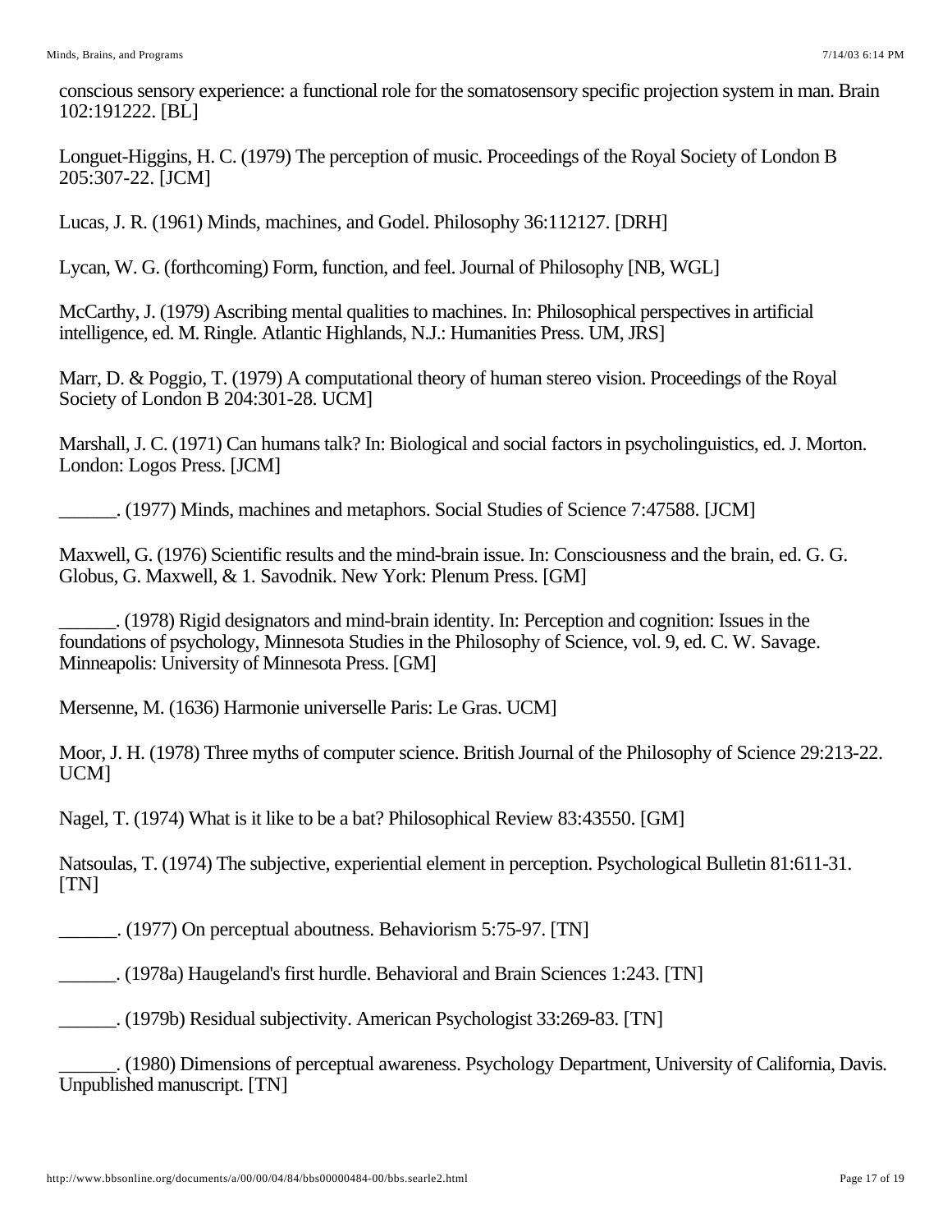conscious sensory experience: a functional role for the somatosensory specific projection system in man. Brain 102:191222. [BL]

Longuet-Higgins, H. C. (1979) The perception of music. Proceedings of the Royal Society of London B 205:307-22. [JCM]

Lucas, J. R. (1961) Minds, machines, and Godel. Philosophy 36:112127. [DRH]

Lycan, W. G. (forthcoming) Form, function, and feel. Journal of Philosophy [NB, WGL]

McCarthy, J. (1979) Ascribing mental qualities to machines. In: Philosophical perspectives in artificial intelligence, ed. M. Ringle. Atlantic Highlands, N.J.: Humanities Press. UM, JRS]

Marr, D. & Poggio, T. (1979) A computational theory of human stereo vision. Proceedings of the Royal Society of London B 204:301-28. UCM]

Marshall, J. C. (1971) Can humans talk? In: Biological and social factors in psycholinguistics, ed. J. Morton. London: Logos Press. [JCM]

______. (1977) Minds, machines and metaphors. Social Studies of Science 7:47588. [JCM]

Maxwell, G. (1976) Scientific results and the mind-brain issue. In: Consciousness and the brain, ed. G. G. Globus, G. Maxwell, & 1. Savodnik. New York: Plenum Press. [GM]

______. (1978) Rigid designators and mind-brain identity. In: Perception and cognition: Issues in the foundations of psychology, Minnesota Studies in the Philosophy of Science, vol. 9, ed. C. W. Savage. Minneapolis: University of Minnesota Press. [GM]

Mersenne, M. (1636) Harmonie universelle Paris: Le Gras. UCM]

Moor, J. H. (1978) Three myths of computer science. British Journal of the Philosophy of Science 29:213-22. UCM]

Nagel, T. (1974) What is it like to be a bat? Philosophical Review 83:43550. [GM]

Natsoulas, T. (1974) The subjective, experiential element in perception. Psychological Bulletin 81:611-31. [TN]

______. (1977) On perceptual aboutness. Behaviorism 5:75-97. [TN]

______. (1978a) Haugeland's first hurdle. Behavioral and Brain Sciences 1:243. [TN]

______. (1979b) Residual subjectivity. American Psychologist 33:269-83. [TN]

______. (1980) Dimensions of perceptual awareness. Psychology Department, University of California, Davis. Unpublished manuscript. [TN]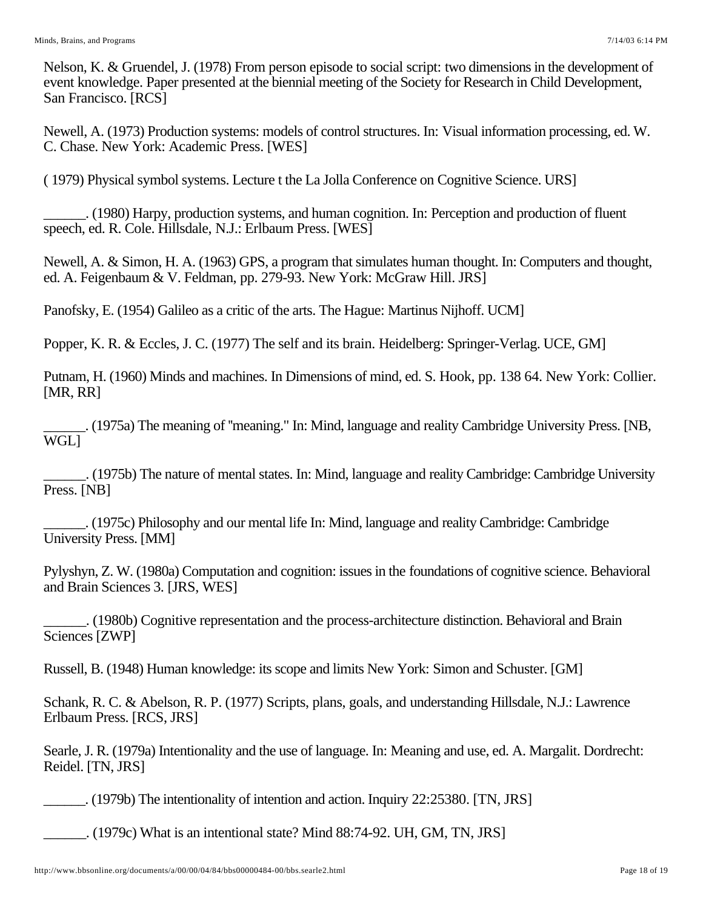Nelson, K. & Gruendel, J. (1978) From person episode to social script: two dimensions in the development of event knowledge. Paper presented at the biennial meeting of the Society for Research in Child Development, San Francisco. [RCS]

Newell, A. (1973) Production systems: models of control structures. In: Visual information processing, ed. W. C. Chase. New York: Academic Press. [WES]

( 1979) Physical symbol systems. Lecture t the La Jolla Conference on Cognitive Science. URS]

______. (1980) Harpy, production systems, and human cognition. In: Perception and production of fluent speech, ed. R. Cole. Hillsdale, N.J.: Erlbaum Press. [WES]

Newell, A. & Simon, H. A. (1963) GPS, a program that simulates human thought. In: Computers and thought, ed. A. Feigenbaum & V. Feldman, pp. 279-93. New York: McGraw Hill. JRS]

Panofsky, E. (1954) Galileo as a critic of the arts. The Hague: Martinus Nijhoff. UCM]

Popper, K. R. & Eccles, J. C. (1977) The self and its brain. Heidelberg: Springer-Verlag. UCE, GM]

Putnam, H. (1960) Minds and machines. In Dimensions of mind, ed. S. Hook, pp. 138 64. New York: Collier. [MR, RR]

______. (1975a) The meaning of "meaning." In: Mind, language and reality Cambridge University Press. [NB, WGL]

______. (1975b) The nature of mental states. In: Mind, language and reality Cambridge: Cambridge University Press. [NB]

______. (1975c) Philosophy and our mental life In: Mind, language and reality Cambridge: Cambridge University Press. [MM]

Pylyshyn, Z. W. (1980a) Computation and cognition: issues in the foundations of cognitive science. Behavioral and Brain Sciences 3. [JRS, WES]

______. (1980b) Cognitive representation and the process-architecture distinction. Behavioral and Brain Sciences [ZWP]

Russell, B. (1948) Human knowledge: its scope and limits New York: Simon and Schuster. [GM]

Schank, R. C. & Abelson, R. P. (1977) Scripts, plans, goals, and understanding Hillsdale, N.J.: Lawrence Erlbaum Press. [RCS, JRS]

Searle, J. R. (1979a) Intentionality and the use of language. In: Meaning and use, ed. A. Margalit. Dordrecht: Reidel. [TN, JRS]

______. (1979b) The intentionality of intention and action. Inquiry 22:25380. [TN, JRS]

______. (1979c) What is an intentional state? Mind 88:74-92. UH, GM, TN, JRS]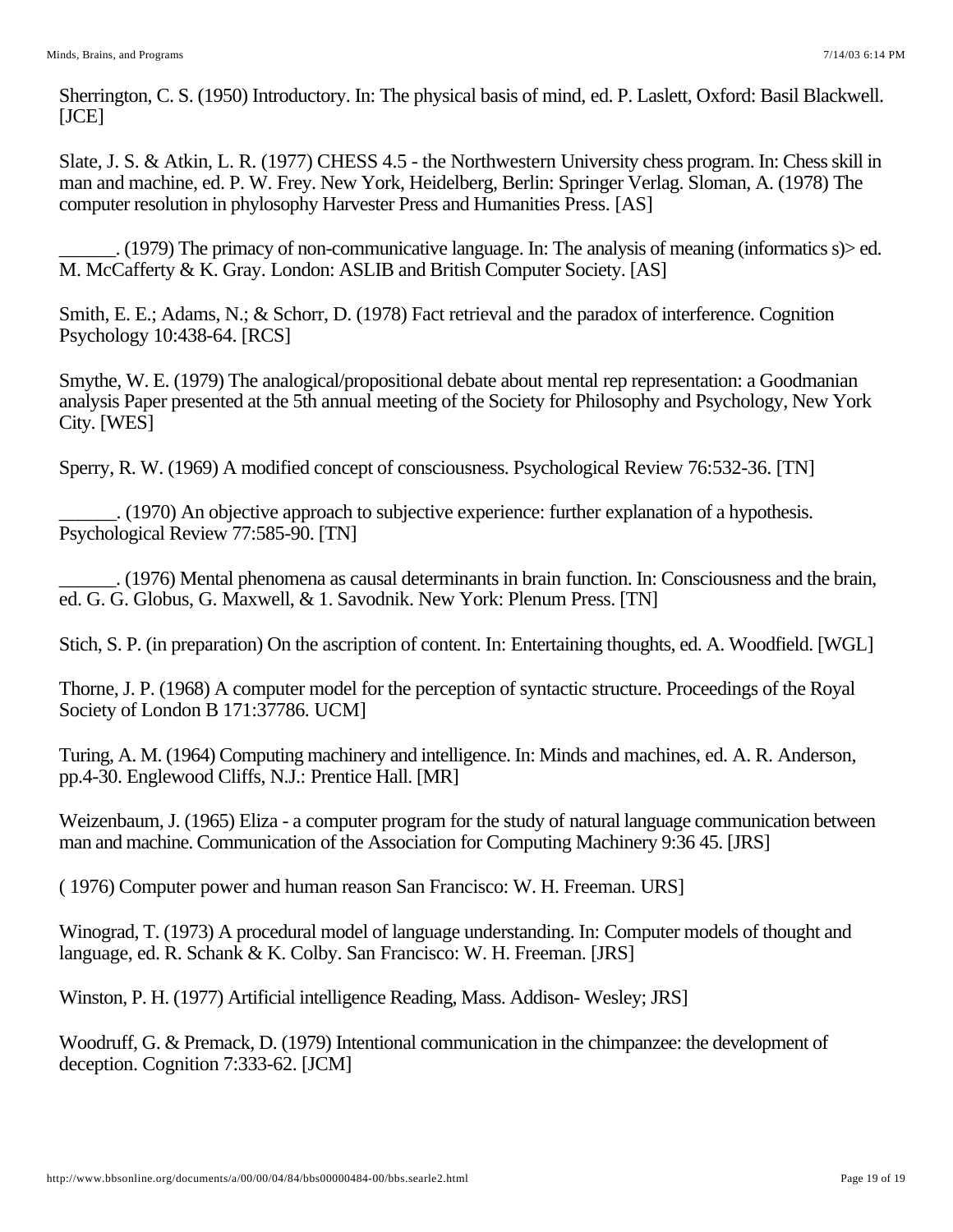Sherrington, C. S. (1950) Introductory. In: The physical basis of mind, ed. P. Laslett, Oxford: Basil Blackwell. [JCE]

Slate, J. S. & Atkin, L. R. (1977) CHESS 4.5 - the Northwestern University chess program. In: Chess skill in man and machine, ed. P. W. Frey. New York, Heidelberg, Berlin: Springer Verlag. Sloman, A. (1978) The computer resolution in phylosophy Harvester Press and Humanities Press. [AS]

______. (1979) The primacy of non-communicative language. In: The analysis of meaning (informatics s)> ed. M. McCafferty & K. Gray. London: ASLIB and British Computer Society. [AS]

Smith, E. E.; Adams, N.; & Schorr, D. (1978) Fact retrieval and the paradox of interference. Cognition Psychology 10:438-64. [RCS]

Smythe, W. E. (1979) The analogical/propositional debate about mental rep representation: a Goodmanian analysis Paper presented at the 5th annual meeting of the Society for Philosophy and Psychology, New York City. [WES]

Sperry, R. W. (1969) A modified concept of consciousness. Psychological Review 76:532-36. [TN]

______. (1970) An objective approach to subjective experience: further explanation of a hypothesis. Psychological Review 77:585-90. [TN]

______. (1976) Mental phenomena as causal determinants in brain function. In: Consciousness and the brain, ed. G. G. Globus, G. Maxwell, & 1. Savodnik. New York: Plenum Press. [TN]

Stich, S. P. (in preparation) On the ascription of content. In: Entertaining thoughts, ed. A. Woodfield. [WGL]

Thorne, J. P. (1968) A computer model for the perception of syntactic structure. Proceedings of the Royal Society of London B 171:37786. UCM]

Turing, A. M. (1964) Computing machinery and intelligence. In: Minds and machines, ed. A. R. Anderson, pp.4-30. Englewood Cliffs, N.J.: Prentice Hall. [MR]

Weizenbaum, J. (1965) Eliza - a computer program for the study of natural language communication between man and machine. Communication of the Association for Computing Machinery 9:36 45. [JRS]

( 1976) Computer power and human reason San Francisco: W. H. Freeman. URS]

Winograd, T. (1973) A procedural model of language understanding. In: Computer models of thought and language, ed. R. Schank & K. Colby. San Francisco: W. H. Freeman. [JRS]

Winston, P. H. (1977) Artificial intelligence Reading, Mass. Addison- Wesley; JRS]

Woodruff, G. & Premack, D. (1979) Intentional communication in the chimpanzee: the development of deception. Cognition 7:333-62. [JCM]